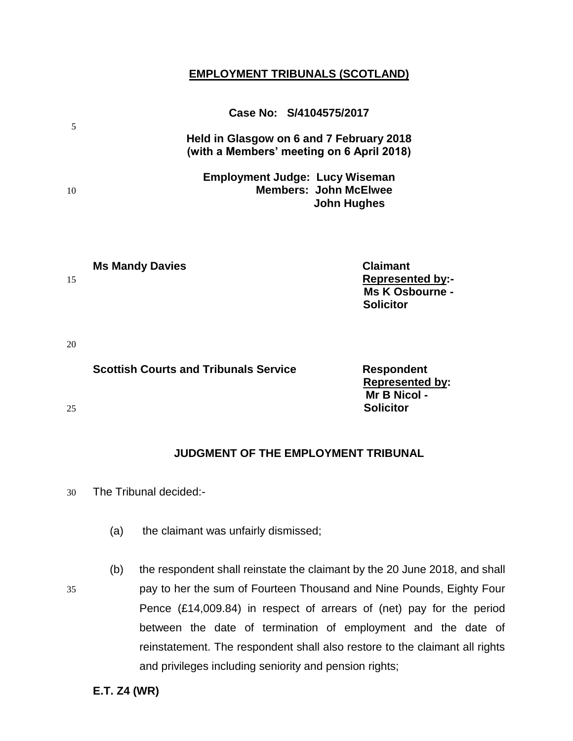**EMPLOYMENT TRIBUNALS (SCOTLAND)**

**Case No: S/4104575/2017**

**Held in Glasgow on 6 and 7 February 2018**
**(with a Members' meeting on 6 April 2018)**

**Employment Judge: Lucy Wiseman**
**Members: John McElwee**
**John Hughes**

| | |
|---|---|
| **Ms Mandy Davies** | **Claimant** <br> **Represented by:-** <br> **Ms K Osbourne -** <br> **Solicitor** |
| **Scottish Courts and Tribunals Service** | **Respondent** <br> **Represented by:** <br> **Mr B Nicol -** <br> **Solicitor** |

**JUDGMENT OF THE EMPLOYMENT TRIBUNAL**

The Tribunal decided:-

(a) the claimant was unfairly dismissed;

(b) the respondent shall reinstate the claimant by the 20 June 2018, and shall pay to her the sum of Fourteen Thousand and Nine Pounds, Eighty Four Pence (£14,009.84) in respect of arrears of (net) pay for the period between the date of termination of employment and the date of reinstatement. The respondent shall also restore to the claimant all rights and privileges including seniority and pension rights;

**E.T. Z4 (WR)**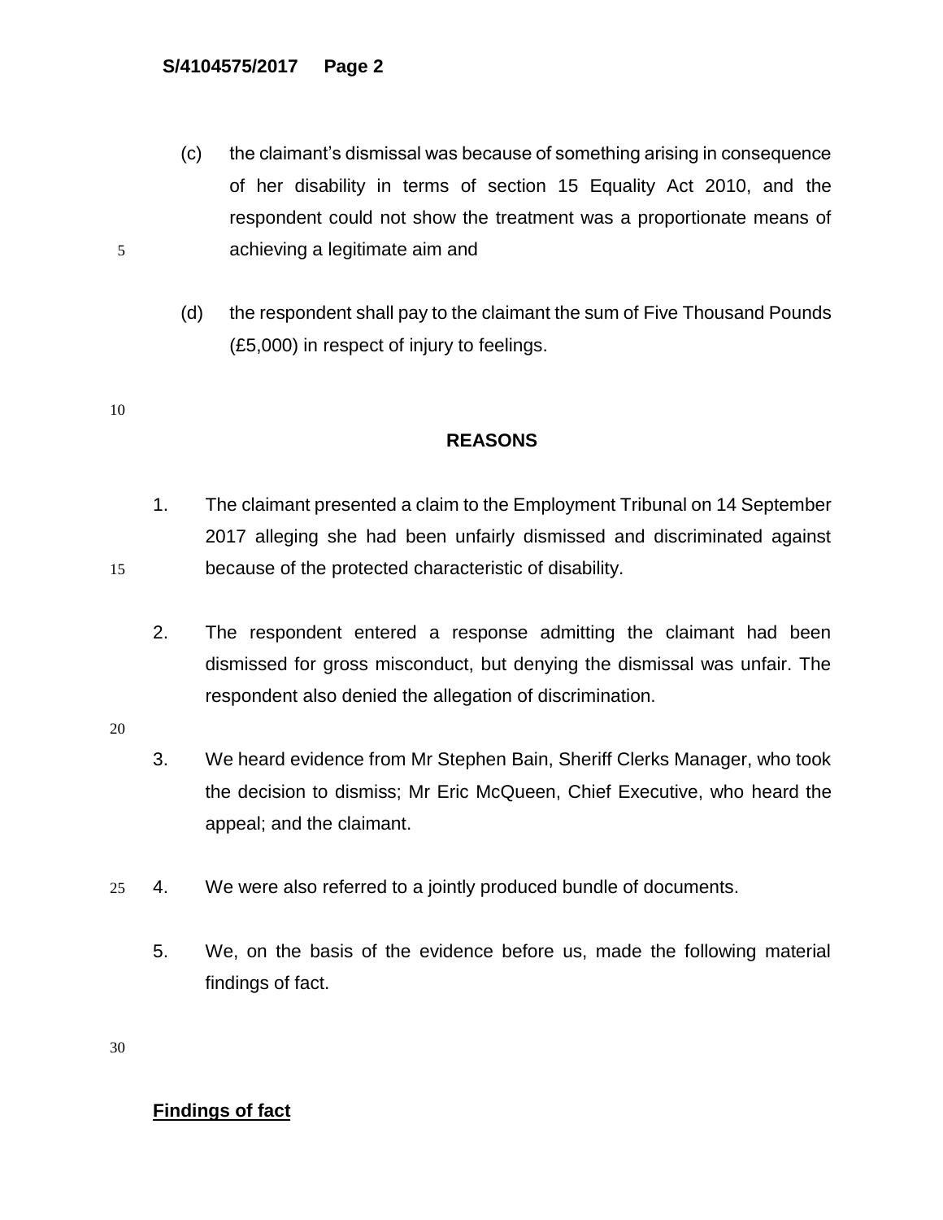(c) the claimant's dismissal was because of something arising in consequence of her disability in terms of section 15 Equality Act 2010, and the respondent could not show the treatment was a proportionate means of achieving a legitimate aim and

(d) the respondent shall pay to the claimant the sum of Five Thousand Pounds (£5,000) in respect of injury to feelings.

## REASONS

1. The claimant presented a claim to the Employment Tribunal on 14 September 2017 alleging she had been unfairly dismissed and discriminated against because of the protected characteristic of disability.

2. The respondent entered a response admitting the claimant had been dismissed for gross misconduct, but denying the dismissal was unfair. The respondent also denied the allegation of discrimination.

3. We heard evidence from Mr Stephen Bain, Sheriff Clerks Manager, who took the decision to dismiss; Mr Eric McQueen, Chief Executive, who heard the appeal; and the claimant.

4. We were also referred to a jointly produced bundle of documents.

5. We, on the basis of the evidence before us, made the following material findings of fact.

## Findings of fact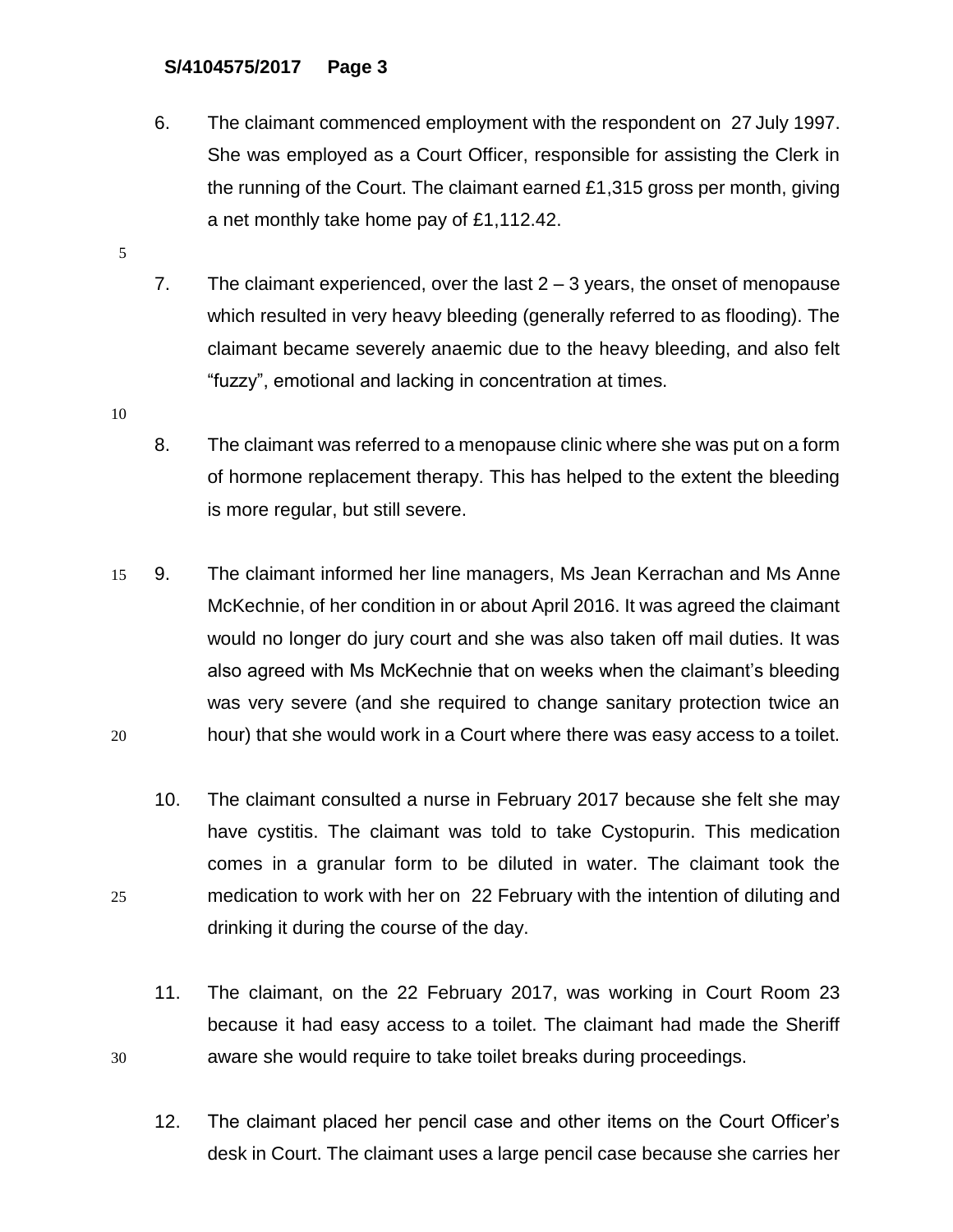6. The claimant commenced employment with the respondent on 27 July 1997. She was employed as a Court Officer, responsible for assisting the Clerk in the running of the Court. The claimant earned £1,315 gross per month, giving a net monthly take home pay of £1,112.42.

7. The claimant experienced, over the last 2 – 3 years, the onset of menopause which resulted in very heavy bleeding (generally referred to as flooding). The claimant became severely anaemic due to the heavy bleeding, and also felt "fuzzy", emotional and lacking in concentration at times.

8. The claimant was referred to a menopause clinic where she was put on a form of hormone replacement therapy. This has helped to the extent the bleeding is more regular, but still severe.

9. The claimant informed her line managers, Ms Jean Kerrachan and Ms Anne McKechnie, of her condition in or about April 2016. It was agreed the claimant would no longer do jury court and she was also taken off mail duties. It was also agreed with Ms McKechnie that on weeks when the claimant's bleeding was very severe (and she required to change sanitary protection twice an hour) that she would work in a Court where there was easy access to a toilet.

10. The claimant consulted a nurse in February 2017 because she felt she may have cystitis. The claimant was told to take Cystopurin. This medication comes in a granular form to be diluted in water. The claimant took the medication to work with her on 22 February with the intention of diluting and drinking it during the course of the day.

11. The claimant, on the 22 February 2017, was working in Court Room 23 because it had easy access to a toilet. The claimant had made the Sheriff aware she would require to take toilet breaks during proceedings.

12. The claimant placed her pencil case and other items on the Court Officer's desk in Court. The claimant uses a large pencil case because she carries her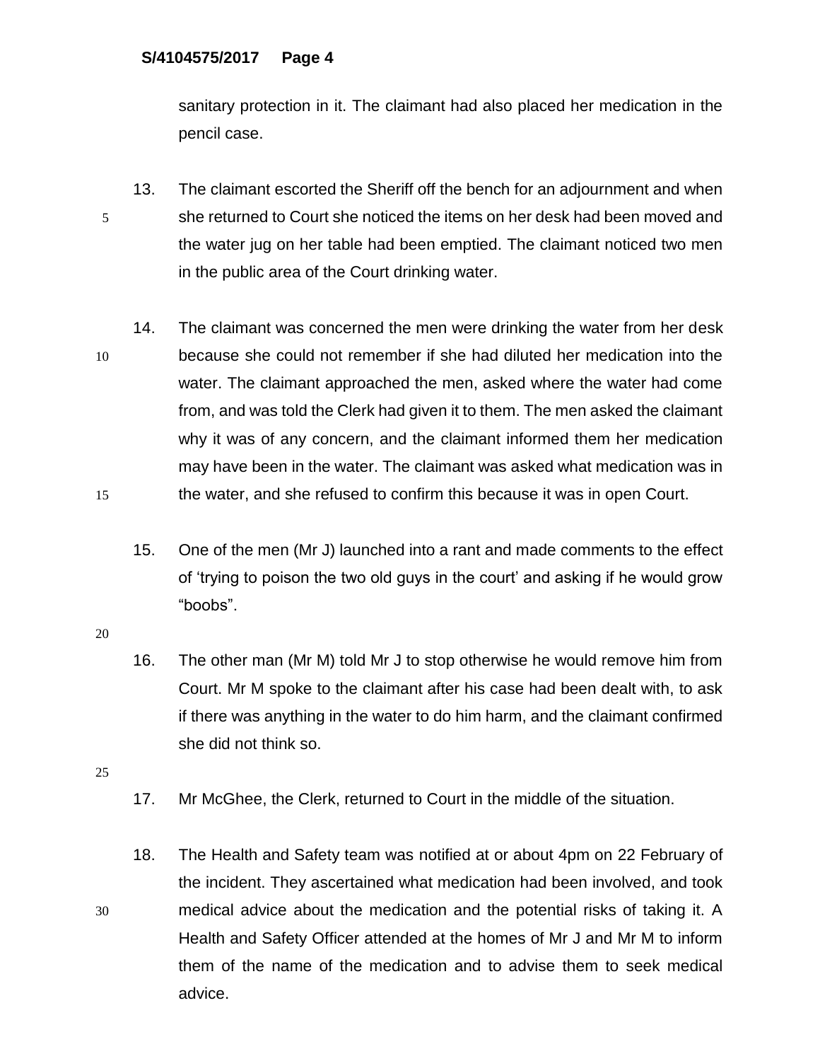sanitary protection in it. The claimant had also placed her medication in the pencil case.

13. The claimant escorted the Sheriff off the bench for an adjournment and when she returned to Court she noticed the items on her desk had been moved and the water jug on her table had been emptied. The claimant noticed two men in the public area of the Court drinking water.

14. The claimant was concerned the men were drinking the water from her desk because she could not remember if she had diluted her medication into the water. The claimant approached the men, asked where the water had come from, and was told the Clerk had given it to them. The men asked the claimant why it was of any concern, and the claimant informed them her medication may have been in the water. The claimant was asked what medication was in the water, and she refused to confirm this because it was in open Court.

15. One of the men (Mr J) launched into a rant and made comments to the effect of 'trying to poison the two old guys in the court' and asking if he would grow "boobs".

16. The other man (Mr M) told Mr J to stop otherwise he would remove him from Court. Mr M spoke to the claimant after his case had been dealt with, to ask if there was anything in the water to do him harm, and the claimant confirmed she did not think so.

17. Mr McGhee, the Clerk, returned to Court in the middle of the situation.

18. The Health and Safety team was notified at or about 4pm on 22 February of the incident. They ascertained what medication had been involved, and took medical advice about the medication and the potential risks of taking it. A Health and Safety Officer attended at the homes of Mr J and Mr M to inform them of the name of the medication and to advise them to seek medical advice.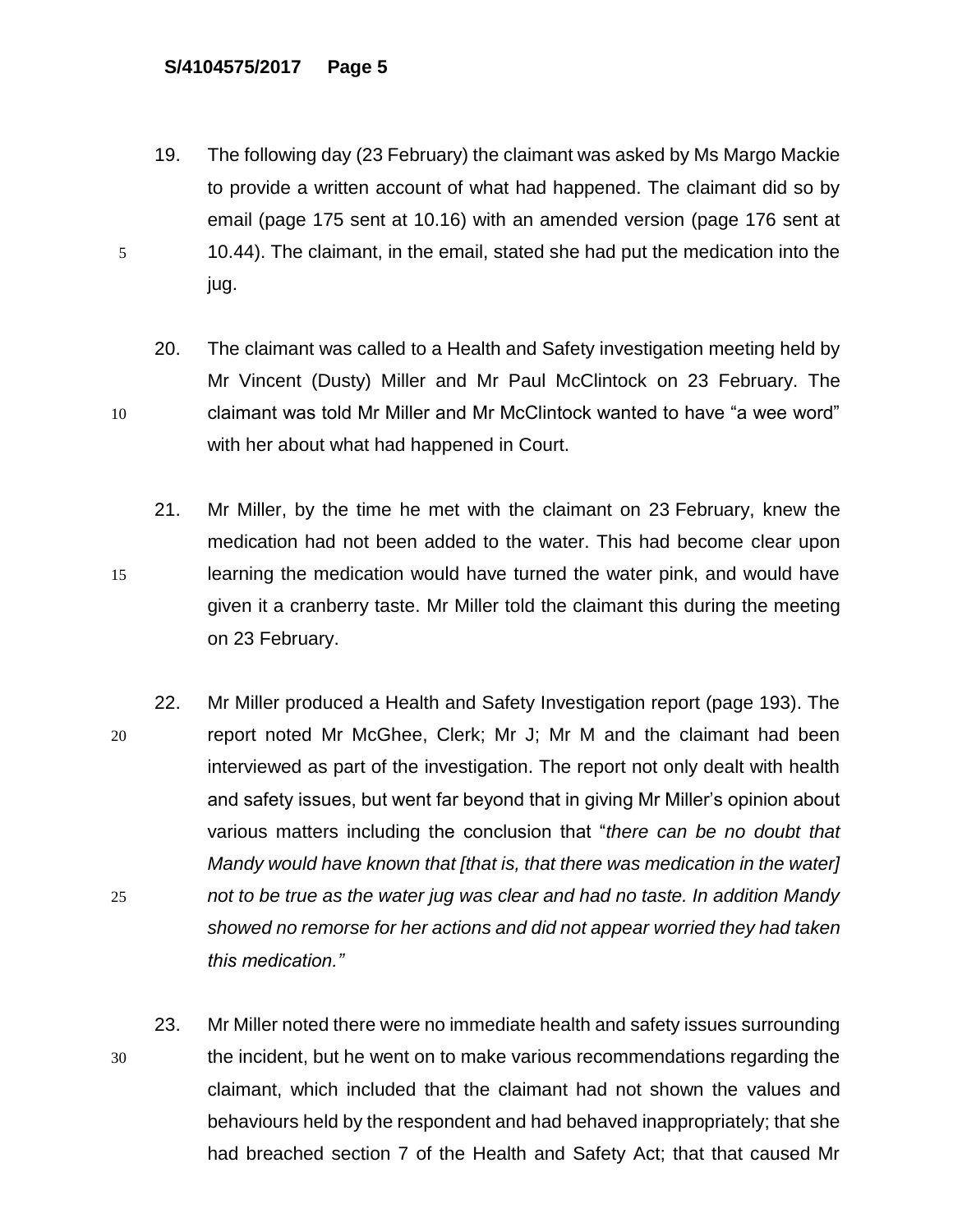19. The following day (23 February) the claimant was asked by Ms Margo Mackie to provide a written account of what had happened. The claimant did so by email (page 175 sent at 10.16) with an amended version (page 176 sent at 10.44). The claimant, in the email, stated she had put the medication into the jug.

20. The claimant was called to a Health and Safety investigation meeting held by Mr Vincent (Dusty) Miller and Mr Paul McClintock on 23 February. The claimant was told Mr Miller and Mr McClintock wanted to have "a wee word" with her about what had happened in Court.

21. Mr Miller, by the time he met with the claimant on 23 February, knew the medication had not been added to the water. This had become clear upon learning the medication would have turned the water pink, and would have given it a cranberry taste. Mr Miller told the claimant this during the meeting on 23 February.

22. Mr Miller produced a Health and Safety Investigation report (page 193). The report noted Mr McGhee, Clerk; Mr J; Mr M and the claimant had been interviewed as part of the investigation. The report not only dealt with health and safety issues, but went far beyond that in giving Mr Miller's opinion about various matters including the conclusion that "*there can be no doubt that Mandy would have known that [that is, that there was medication in the water] not to be true as the water jug was clear and had no taste. In addition Mandy showed no remorse for her actions and did not appear worried they had taken this medication.*"

23. Mr Miller noted there were no immediate health and safety issues surrounding the incident, but he went on to make various recommendations regarding the claimant, which included that the claimant had not shown the values and behaviours held by the respondent and had behaved inappropriately; that she had breached section 7 of the Health and Safety Act; that that caused Mr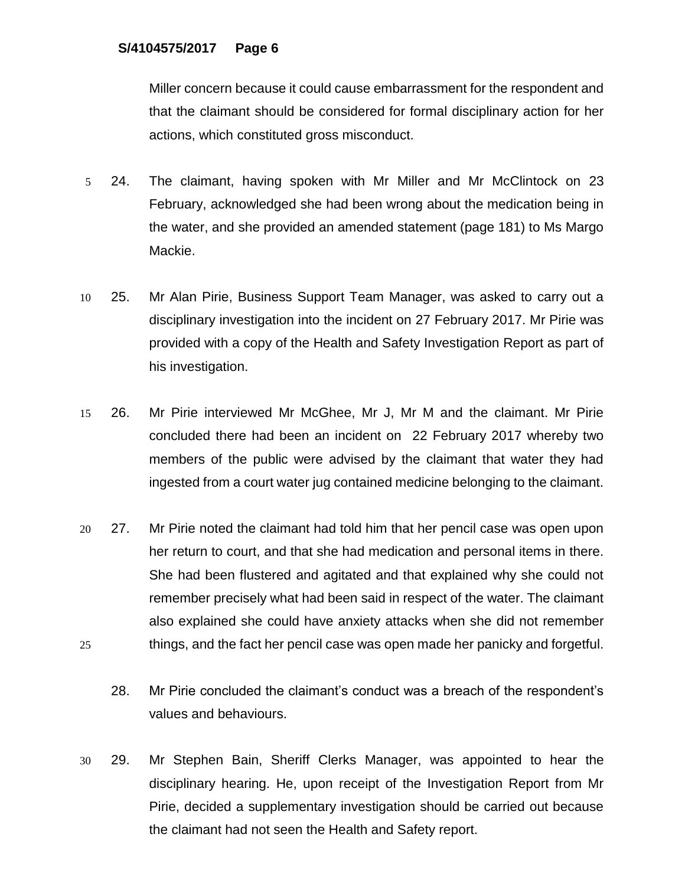Miller concern because it could cause embarrassment for the respondent and that the claimant should be considered for formal disciplinary action for her actions, which constituted gross misconduct.

24. The claimant, having spoken with Mr Miller and Mr McClintock on 23 February, acknowledged she had been wrong about the medication being in the water, and she provided an amended statement (page 181) to Ms Margo Mackie.

25. Mr Alan Pirie, Business Support Team Manager, was asked to carry out a disciplinary investigation into the incident on 27 February 2017. Mr Pirie was provided with a copy of the Health and Safety Investigation Report as part of his investigation.

26. Mr Pirie interviewed Mr McGhee, Mr J, Mr M and the claimant. Mr Pirie concluded there had been an incident on 22 February 2017 whereby two members of the public were advised by the claimant that water they had ingested from a court water jug contained medicine belonging to the claimant.

27. Mr Pirie noted the claimant had told him that her pencil case was open upon her return to court, and that she had medication and personal items in there. She had been flustered and agitated and that explained why she could not remember precisely what had been said in respect of the water. The claimant also explained she could have anxiety attacks when she did not remember things, and the fact her pencil case was open made her panicky and forgetful.

28. Mr Pirie concluded the claimant's conduct was a breach of the respondent's values and behaviours.

29. Mr Stephen Bain, Sheriff Clerks Manager, was appointed to hear the disciplinary hearing. He, upon receipt of the Investigation Report from Mr Pirie, decided a supplementary investigation should be carried out because the claimant had not seen the Health and Safety report.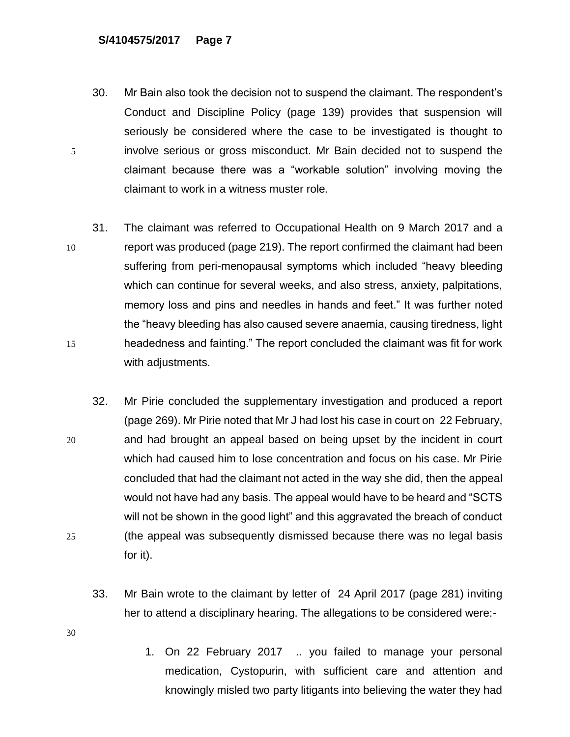30. Mr Bain also took the decision not to suspend the claimant. The respondent's Conduct and Discipline Policy (page 139) provides that suspension will seriously be considered where the case to be investigated is thought to involve serious or gross misconduct. Mr Bain decided not to suspend the claimant because there was a "workable solution" involving moving the claimant to work in a witness muster role.

31. The claimant was referred to Occupational Health on 9 March 2017 and a report was produced (page 219). The report confirmed the claimant had been suffering from peri-menopausal symptoms which included "heavy bleeding which can continue for several weeks, and also stress, anxiety, palpitations, memory loss and pins and needles in hands and feet." It was further noted the "heavy bleeding has also caused severe anaemia, causing tiredness, light headedness and fainting." The report concluded the claimant was fit for work with adjustments.

32. Mr Pirie concluded the supplementary investigation and produced a report (page 269). Mr Pirie noted that Mr J had lost his case in court on 22 February, and had brought an appeal based on being upset by the incident in court which had caused him to lose concentration and focus on his case. Mr Pirie concluded that had the claimant not acted in the way she did, then the appeal would not have had any basis. The appeal would have to be heard and "SCTS will not be shown in the good light" and this aggravated the breach of conduct (the appeal was subsequently dismissed because there was no legal basis for it).

33. Mr Bain wrote to the claimant by letter of 24 April 2017 (page 281) inviting her to attend a disciplinary hearing. The allegations to be considered were:-

    1. On 22 February 2017 .. you failed to manage your personal medication, Cystopurin, with sufficient care and attention and knowingly misled two party litigants into believing the water they had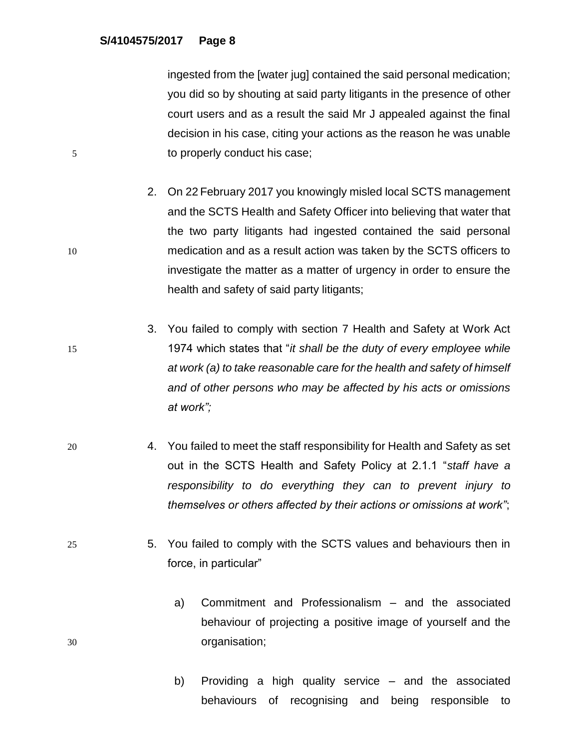ingested from the [water jug] contained the said personal medication; you did so by shouting at said party litigants in the presence of other court users and as a result the said Mr J appealed against the final decision in his case, citing your actions as the reason he was unable to properly conduct his case;

2. On 22 February 2017 you knowingly misled local SCTS management and the SCTS Health and Safety Officer into believing that water that the two party litigants had ingested contained the said personal medication and as a result action was taken by the SCTS officers to investigate the matter as a matter of urgency in order to ensure the health and safety of said party litigants;

3. You failed to comply with section 7 Health and Safety at Work Act 1974 which states that "*it shall be the duty of every employee while at work (a) to take reasonable care for the health and safety of himself and of other persons who may be affected by his acts or omissions at work";*

4. You failed to meet the staff responsibility for Health and Safety as set out in the SCTS Health and Safety Policy at 2.1.1 "*staff have a responsibility to do everything they can to prevent injury to themselves or others affected by their actions or omissions at work"*;

5. You failed to comply with the SCTS values and behaviours then in force, in particular"

   a) Commitment and Professionalism – and the associated behaviour of projecting a positive image of yourself and the organisation;

   b) Providing a high quality service – and the associated behaviours of recognising and being responsible to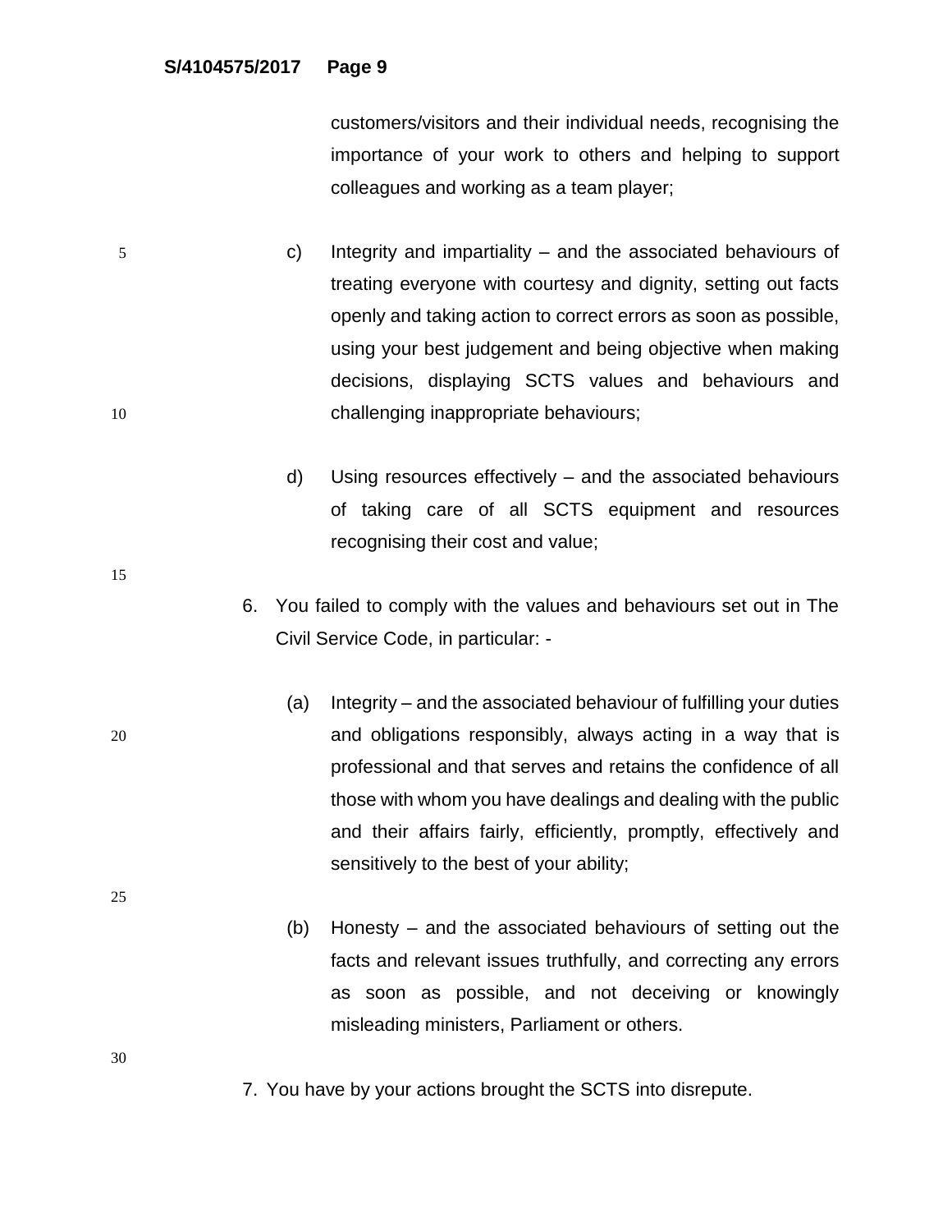customers/visitors and their individual needs, recognising the importance of your work to others and helping to support colleagues and working as a team player;

c) Integrity and impartiality – and the associated behaviours of treating everyone with courtesy and dignity, setting out facts openly and taking action to correct errors as soon as possible, using your best judgement and being objective when making decisions, displaying SCTS values and behaviours and challenging inappropriate behaviours;

d) Using resources effectively – and the associated behaviours of taking care of all SCTS equipment and resources recognising their cost and value;

6. You failed to comply with the values and behaviours set out in The Civil Service Code, in particular: -

   (a) Integrity – and the associated behaviour of fulfilling your duties and obligations responsibly, always acting in a way that is professional and that serves and retains the confidence of all those with whom you have dealings and dealing with the public and their affairs fairly, efficiently, promptly, effectively and sensitively to the best of your ability;

   (b) Honesty – and the associated behaviours of setting out the facts and relevant issues truthfully, and correcting any errors as soon as possible, and not deceiving or knowingly misleading ministers, Parliament or others.

7. You have by your actions brought the SCTS into disrepute.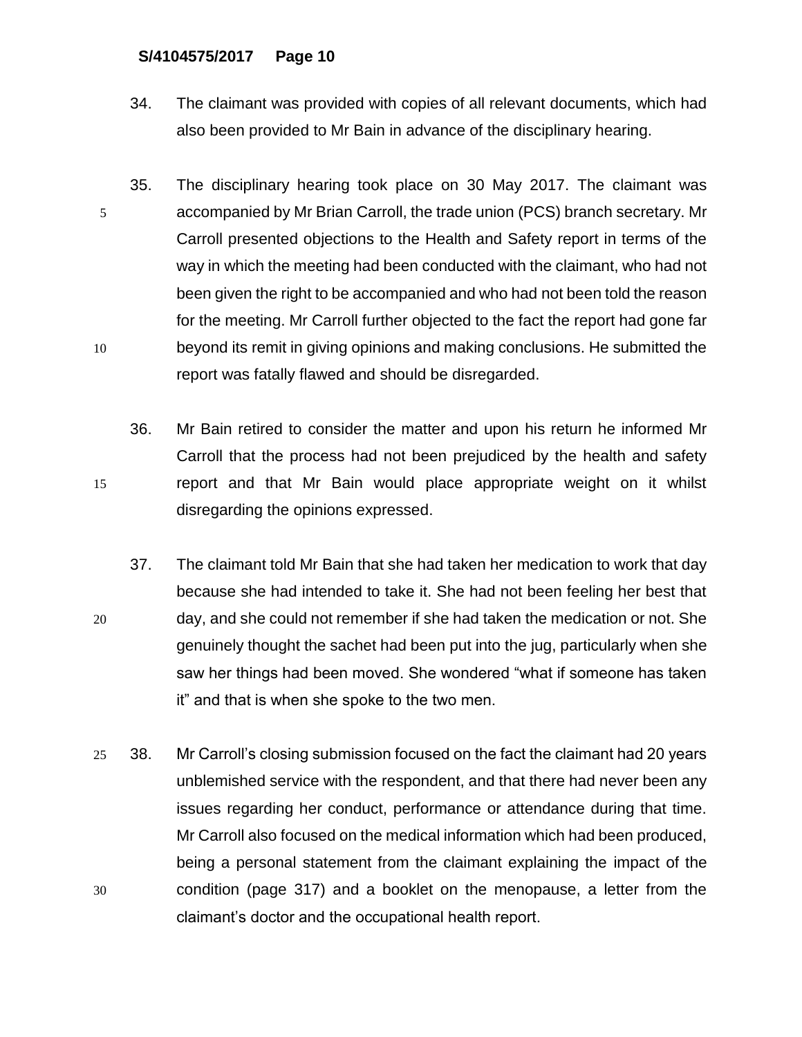34. The claimant was provided with copies of all relevant documents, which had also been provided to Mr Bain in advance of the disciplinary hearing.

35. The disciplinary hearing took place on 30 May 2017. The claimant was accompanied by Mr Brian Carroll, the trade union (PCS) branch secretary. Mr Carroll presented objections to the Health and Safety report in terms of the way in which the meeting had been conducted with the claimant, who had not been given the right to be accompanied and who had not been told the reason for the meeting. Mr Carroll further objected to the fact the report had gone far beyond its remit in giving opinions and making conclusions. He submitted the report was fatally flawed and should be disregarded.

36. Mr Bain retired to consider the matter and upon his return he informed Mr Carroll that the process had not been prejudiced by the health and safety report and that Mr Bain would place appropriate weight on it whilst disregarding the opinions expressed.

37. The claimant told Mr Bain that she had taken her medication to work that day because she had intended to take it. She had not been feeling her best that day, and she could not remember if she had taken the medication or not. She genuinely thought the sachet had been put into the jug, particularly when she saw her things had been moved. She wondered "what if someone has taken it" and that is when she spoke to the two men.

38. Mr Carroll's closing submission focused on the fact the claimant had 20 years unblemished service with the respondent, and that there had never been any issues regarding her conduct, performance or attendance during that time. Mr Carroll also focused on the medical information which had been produced, being a personal statement from the claimant explaining the impact of the condition (page 317) and a booklet on the menopause, a letter from the claimant's doctor and the occupational health report.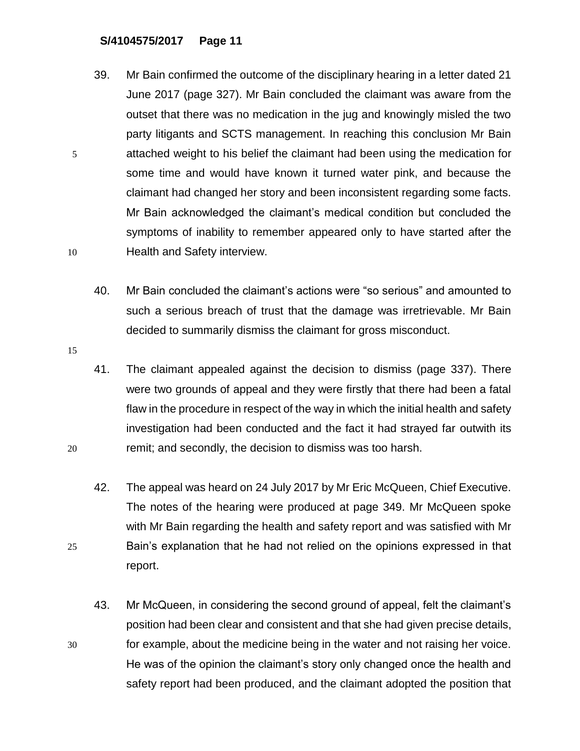39. Mr Bain confirmed the outcome of the disciplinary hearing in a letter dated 21 June 2017 (page 327). Mr Bain concluded the claimant was aware from the outset that there was no medication in the jug and knowingly misled the two party litigants and SCTS management. In reaching this conclusion Mr Bain attached weight to his belief the claimant had been using the medication for some time and would have known it turned water pink, and because the claimant had changed her story and been inconsistent regarding some facts. Mr Bain acknowledged the claimant's medical condition but concluded the symptoms of inability to remember appeared only to have started after the Health and Safety interview.

40. Mr Bain concluded the claimant's actions were "so serious" and amounted to such a serious breach of trust that the damage was irretrievable. Mr Bain decided to summarily dismiss the claimant for gross misconduct.

41. The claimant appealed against the decision to dismiss (page 337). There were two grounds of appeal and they were firstly that there had been a fatal flaw in the procedure in respect of the way in which the initial health and safety investigation had been conducted and the fact it had strayed far outwith its remit; and secondly, the decision to dismiss was too harsh.

42. The appeal was heard on 24 July 2017 by Mr Eric McQueen, Chief Executive. The notes of the hearing were produced at page 349. Mr McQueen spoke with Mr Bain regarding the health and safety report and was satisfied with Mr Bain's explanation that he had not relied on the opinions expressed in that report.

43. Mr McQueen, in considering the second ground of appeal, felt the claimant's position had been clear and consistent and that she had given precise details, for example, about the medicine being in the water and not raising her voice. He was of the opinion the claimant's story only changed once the health and safety report had been produced, and the claimant adopted the position that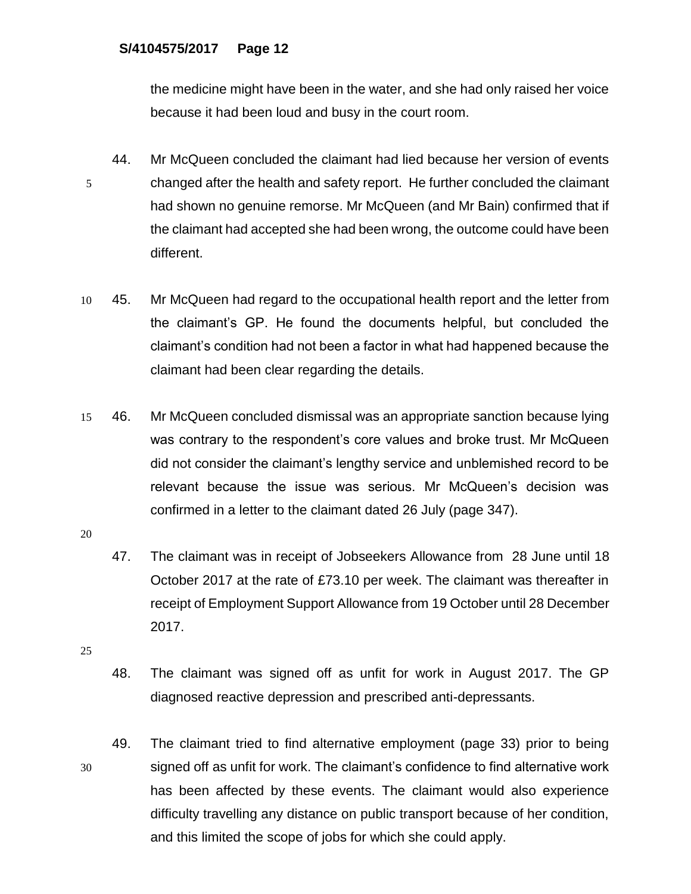the medicine might have been in the water, and she had only raised her voice because it had been loud and busy in the court room.

44. Mr McQueen concluded the claimant had lied because her version of events changed after the health and safety report. He further concluded the claimant had shown no genuine remorse. Mr McQueen (and Mr Bain) confirmed that if the claimant had accepted she had been wrong, the outcome could have been different.

45. Mr McQueen had regard to the occupational health report and the letter from the claimant's GP. He found the documents helpful, but concluded the claimant's condition had not been a factor in what had happened because the claimant had been clear regarding the details.

46. Mr McQueen concluded dismissal was an appropriate sanction because lying was contrary to the respondent's core values and broke trust. Mr McQueen did not consider the claimant's lengthy service and unblemished record to be relevant because the issue was serious. Mr McQueen's decision was confirmed in a letter to the claimant dated 26 July (page 347).

47. The claimant was in receipt of Jobseekers Allowance from 28 June until 18 October 2017 at the rate of £73.10 per week. The claimant was thereafter in receipt of Employment Support Allowance from 19 October until 28 December 2017.

48. The claimant was signed off as unfit for work in August 2017. The GP diagnosed reactive depression and prescribed anti-depressants.

49. The claimant tried to find alternative employment (page 33) prior to being signed off as unfit for work. The claimant's confidence to find alternative work has been affected by these events. The claimant would also experience difficulty travelling any distance on public transport because of her condition, and this limited the scope of jobs for which she could apply.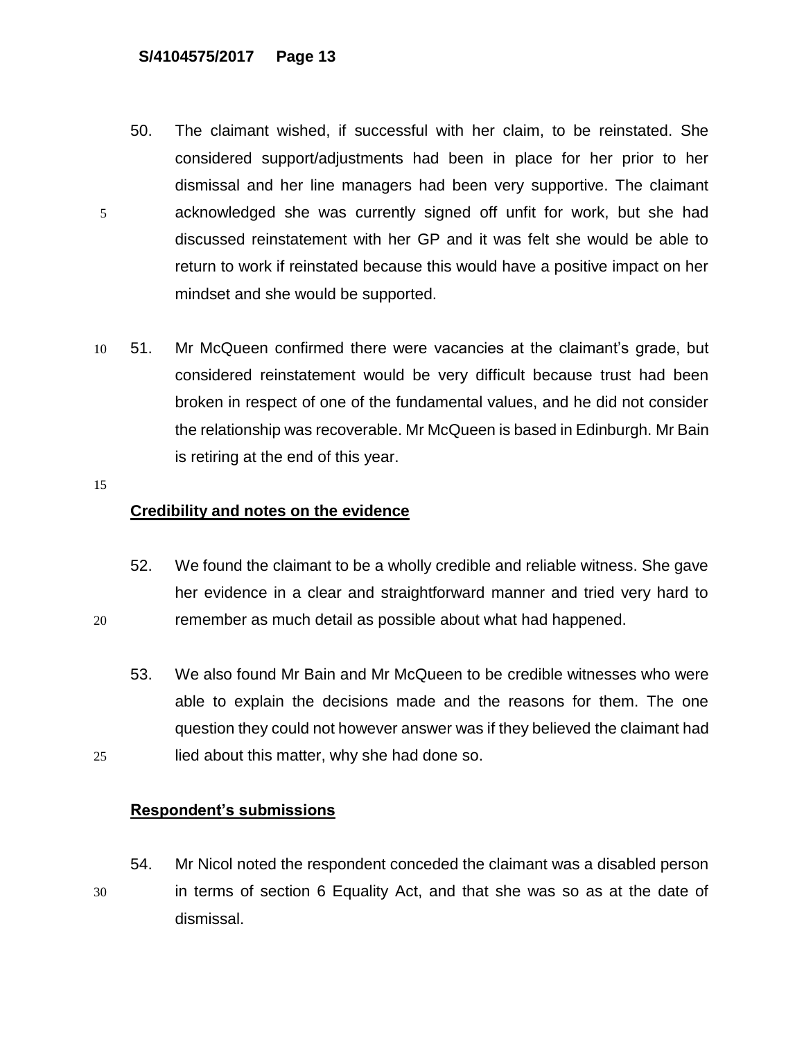50. The claimant wished, if successful with her claim, to be reinstated. She considered support/adjustments had been in place for her prior to her dismissal and her line managers had been very supportive. The claimant acknowledged she was currently signed off unfit for work, but she had discussed reinstatement with her GP and it was felt she would be able to return to work if reinstated because this would have a positive impact on her mindset and she would be supported.

51. Mr McQueen confirmed there were vacancies at the claimant's grade, but considered reinstatement would be very difficult because trust had been broken in respect of one of the fundamental values, and he did not consider the relationship was recoverable. Mr McQueen is based in Edinburgh. Mr Bain is retiring at the end of this year.

## Credibility and notes on the evidence

52. We found the claimant to be a wholly credible and reliable witness. She gave her evidence in a clear and straightforward manner and tried very hard to remember as much detail as possible about what had happened.

53. We also found Mr Bain and Mr McQueen to be credible witnesses who were able to explain the decisions made and the reasons for them. The one question they could not however answer was if they believed the claimant had lied about this matter, why she had done so.

## Respondent's submissions

54. Mr Nicol noted the respondent conceded the claimant was a disabled person in terms of section 6 Equality Act, and that she was so as at the date of dismissal.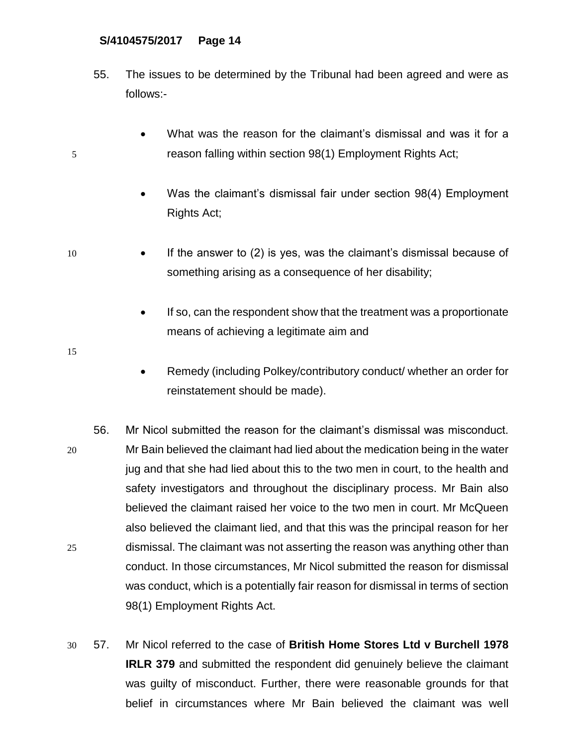55. The issues to be determined by the Tribunal had been agreed and were as follows:-

- What was the reason for the claimant's dismissal and was it for a reason falling within section 98(1) Employment Rights Act;

- Was the claimant's dismissal fair under section 98(4) Employment Rights Act;

- If the answer to (2) is yes, was the claimant's dismissal because of something arising as a consequence of her disability;

- If so, can the respondent show that the treatment was a proportionate means of achieving a legitimate aim and

- Remedy (including Polkey/contributory conduct/ whether an order for reinstatement should be made).

56. Mr Nicol submitted the reason for the claimant's dismissal was misconduct. Mr Bain believed the claimant had lied about the medication being in the water jug and that she had lied about this to the two men in court, to the health and safety investigators and throughout the disciplinary process. Mr Bain also believed the claimant raised her voice to the two men in court. Mr McQueen also believed the claimant lied, and that this was the principal reason for her dismissal. The claimant was not asserting the reason was anything other than conduct. In those circumstances, Mr Nicol submitted the reason for dismissal was conduct, which is a potentially fair reason for dismissal in terms of section 98(1) Employment Rights Act.

57. Mr Nicol referred to the case of **British Home Stores Ltd v Burchell 1978 IRLR 379** and submitted the respondent did genuinely believe the claimant was guilty of misconduct. Further, there were reasonable grounds for that belief in circumstances where Mr Bain believed the claimant was well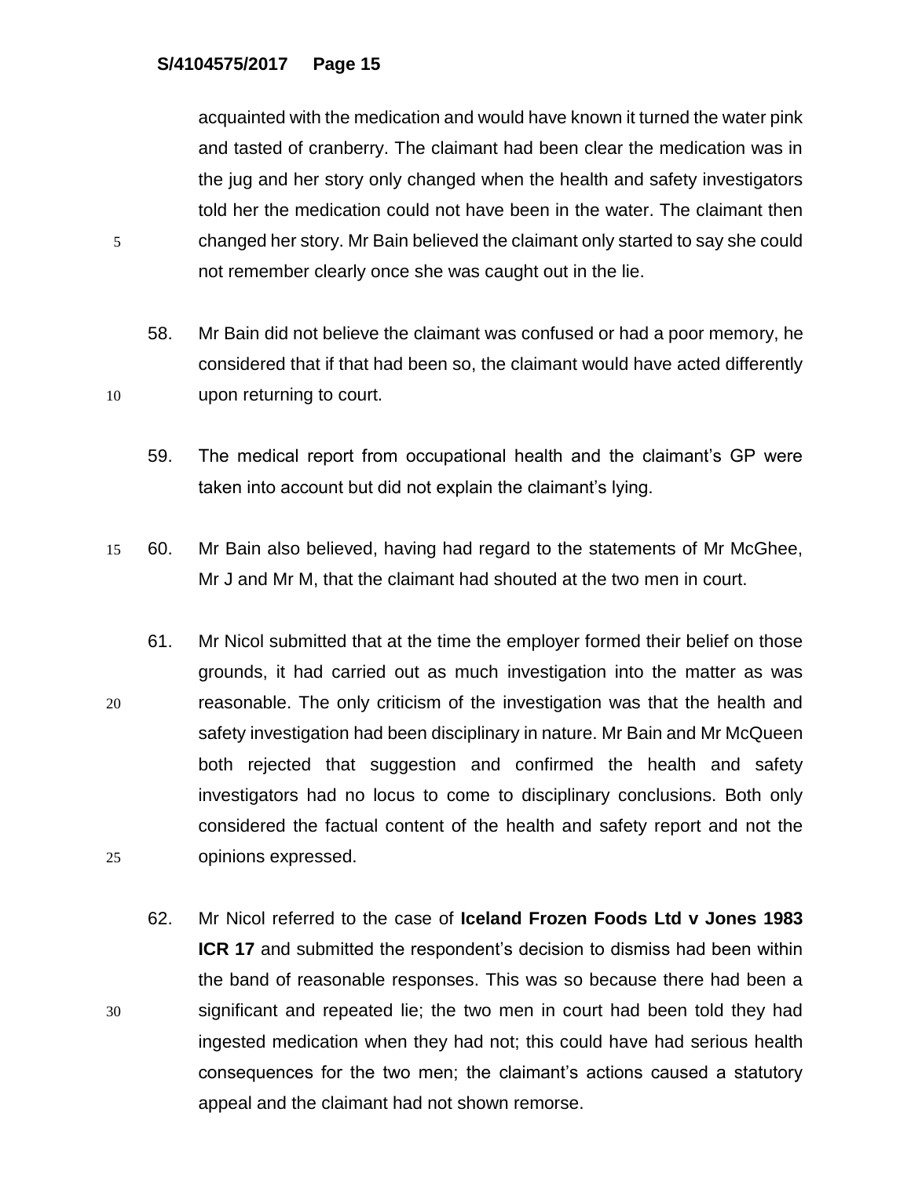acquainted with the medication and would have known it turned the water pink and tasted of cranberry. The claimant had been clear the medication was in the jug and her story only changed when the health and safety investigators told her the medication could not have been in the water. The claimant then changed her story. Mr Bain believed the claimant only started to say she could not remember clearly once she was caught out in the lie.

58. Mr Bain did not believe the claimant was confused or had a poor memory, he considered that if that had been so, the claimant would have acted differently upon returning to court.

59. The medical report from occupational health and the claimant's GP were taken into account but did not explain the claimant's lying.

60. Mr Bain also believed, having had regard to the statements of Mr McGhee, Mr J and Mr M, that the claimant had shouted at the two men in court.

61. Mr Nicol submitted that at the time the employer formed their belief on those grounds, it had carried out as much investigation into the matter as was reasonable. The only criticism of the investigation was that the health and safety investigation had been disciplinary in nature. Mr Bain and Mr McQueen both rejected that suggestion and confirmed the health and safety investigators had no locus to come to disciplinary conclusions. Both only considered the factual content of the health and safety report and not the opinions expressed.

62. Mr Nicol referred to the case of **Iceland Frozen Foods Ltd v Jones 1983 ICR 17** and submitted the respondent's decision to dismiss had been within the band of reasonable responses. This was so because there had been a significant and repeated lie; the two men in court had been told they had ingested medication when they had not; this could have had serious health consequences for the two men; the claimant's actions caused a statutory appeal and the claimant had not shown remorse.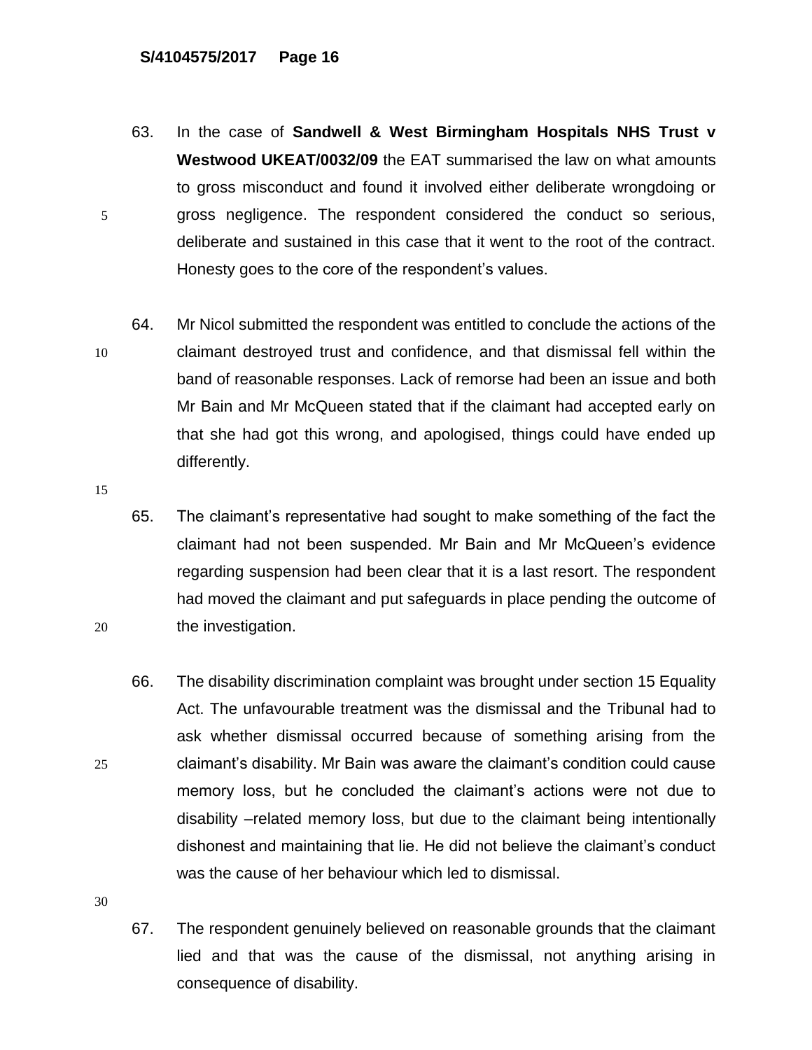63. In the case of **Sandwell & West Birmingham Hospitals NHS Trust v Westwood UKEAT/0032/09** the EAT summarised the law on what amounts to gross misconduct and found it involved either deliberate wrongdoing or gross negligence. The respondent considered the conduct so serious, deliberate and sustained in this case that it went to the root of the contract. Honesty goes to the core of the respondent's values.

64. Mr Nicol submitted the respondent was entitled to conclude the actions of the claimant destroyed trust and confidence, and that dismissal fell within the band of reasonable responses. Lack of remorse had been an issue and both Mr Bain and Mr McQueen stated that if the claimant had accepted early on that she had got this wrong, and apologised, things could have ended up differently.

65. The claimant's representative had sought to make something of the fact the claimant had not been suspended. Mr Bain and Mr McQueen's evidence regarding suspension had been clear that it is a last resort. The respondent had moved the claimant and put safeguards in place pending the outcome of the investigation.

66. The disability discrimination complaint was brought under section 15 Equality Act. The unfavourable treatment was the dismissal and the Tribunal had to ask whether dismissal occurred because of something arising from the claimant's disability. Mr Bain was aware the claimant's condition could cause memory loss, but he concluded the claimant's actions were not due to disability –related memory loss, but due to the claimant being intentionally dishonest and maintaining that lie. He did not believe the claimant's conduct was the cause of her behaviour which led to dismissal.

67. The respondent genuinely believed on reasonable grounds that the claimant lied and that was the cause of the dismissal, not anything arising in consequence of disability.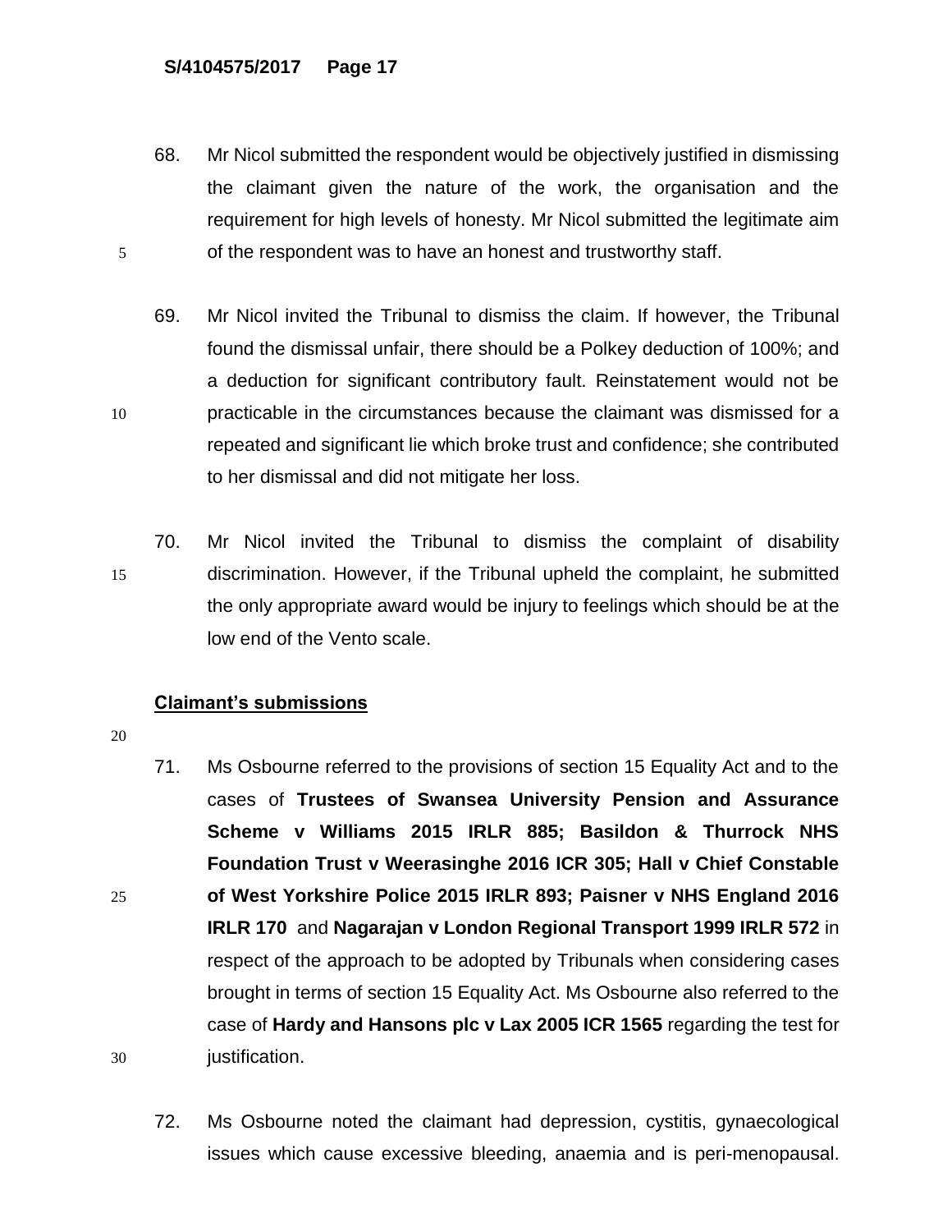68. Mr Nicol submitted the respondent would be objectively justified in dismissing the claimant given the nature of the work, the organisation and the requirement for high levels of honesty. Mr Nicol submitted the legitimate aim of the respondent was to have an honest and trustworthy staff.

69. Mr Nicol invited the Tribunal to dismiss the claim. If however, the Tribunal found the dismissal unfair, there should be a Polkey deduction of 100%; and a deduction for significant contributory fault. Reinstatement would not be practicable in the circumstances because the claimant was dismissed for a repeated and significant lie which broke trust and confidence; she contributed to her dismissal and did not mitigate her loss.

70. Mr Nicol invited the Tribunal to dismiss the complaint of disability discrimination. However, if the Tribunal upheld the complaint, he submitted the only appropriate award would be injury to feelings which should be at the low end of the Vento scale.

## Claimant's submissions

71. Ms Osbourne referred to the provisions of section 15 Equality Act and to the cases of **Trustees of Swansea University Pension and Assurance Scheme v Williams 2015 IRLR 885; Basildon & Thurrock NHS Foundation Trust v Weerasinghe 2016 ICR 305; Hall v Chief Constable of West Yorkshire Police 2015 IRLR 893; Paisner v NHS England 2016 IRLR 170** and **Nagarajan v London Regional Transport 1999 IRLR 572** in respect of the approach to be adopted by Tribunals when considering cases brought in terms of section 15 Equality Act. Ms Osbourne also referred to the case of **Hardy and Hansons plc v Lax 2005 ICR 1565** regarding the test for justification.

72. Ms Osbourne noted the claimant had depression, cystitis, gynaecological issues which cause excessive bleeding, anaemia and is peri-menopausal.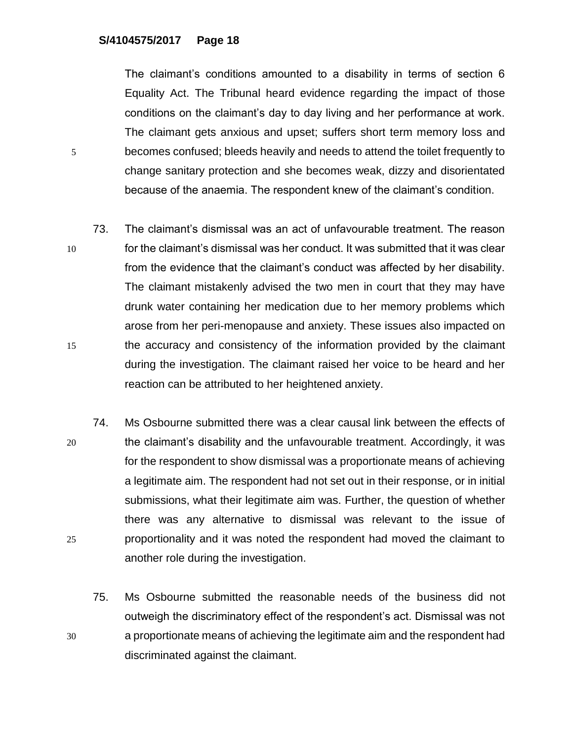The claimant's conditions amounted to a disability in terms of section 6 Equality Act. The Tribunal heard evidence regarding the impact of those conditions on the claimant's day to day living and her performance at work. The claimant gets anxious and upset; suffers short term memory loss and becomes confused; bleeds heavily and needs to attend the toilet frequently to change sanitary protection and she becomes weak, dizzy and disorientated because of the anaemia. The respondent knew of the claimant's condition.

73. The claimant's dismissal was an act of unfavourable treatment. The reason for the claimant's dismissal was her conduct. It was submitted that it was clear from the evidence that the claimant's conduct was affected by her disability. The claimant mistakenly advised the two men in court that they may have drunk water containing her medication due to her memory problems which arose from her peri-menopause and anxiety. These issues also impacted on the accuracy and consistency of the information provided by the claimant during the investigation. The claimant raised her voice to be heard and her reaction can be attributed to her heightened anxiety.

74. Ms Osbourne submitted there was a clear causal link between the effects of the claimant's disability and the unfavourable treatment. Accordingly, it was for the respondent to show dismissal was a proportionate means of achieving a legitimate aim. The respondent had not set out in their response, or in initial submissions, what their legitimate aim was. Further, the question of whether there was any alternative to dismissal was relevant to the issue of proportionality and it was noted the respondent had moved the claimant to another role during the investigation.

75. Ms Osbourne submitted the reasonable needs of the business did not outweigh the discriminatory effect of the respondent's act. Dismissal was not a proportionate means of achieving the legitimate aim and the respondent had discriminated against the claimant.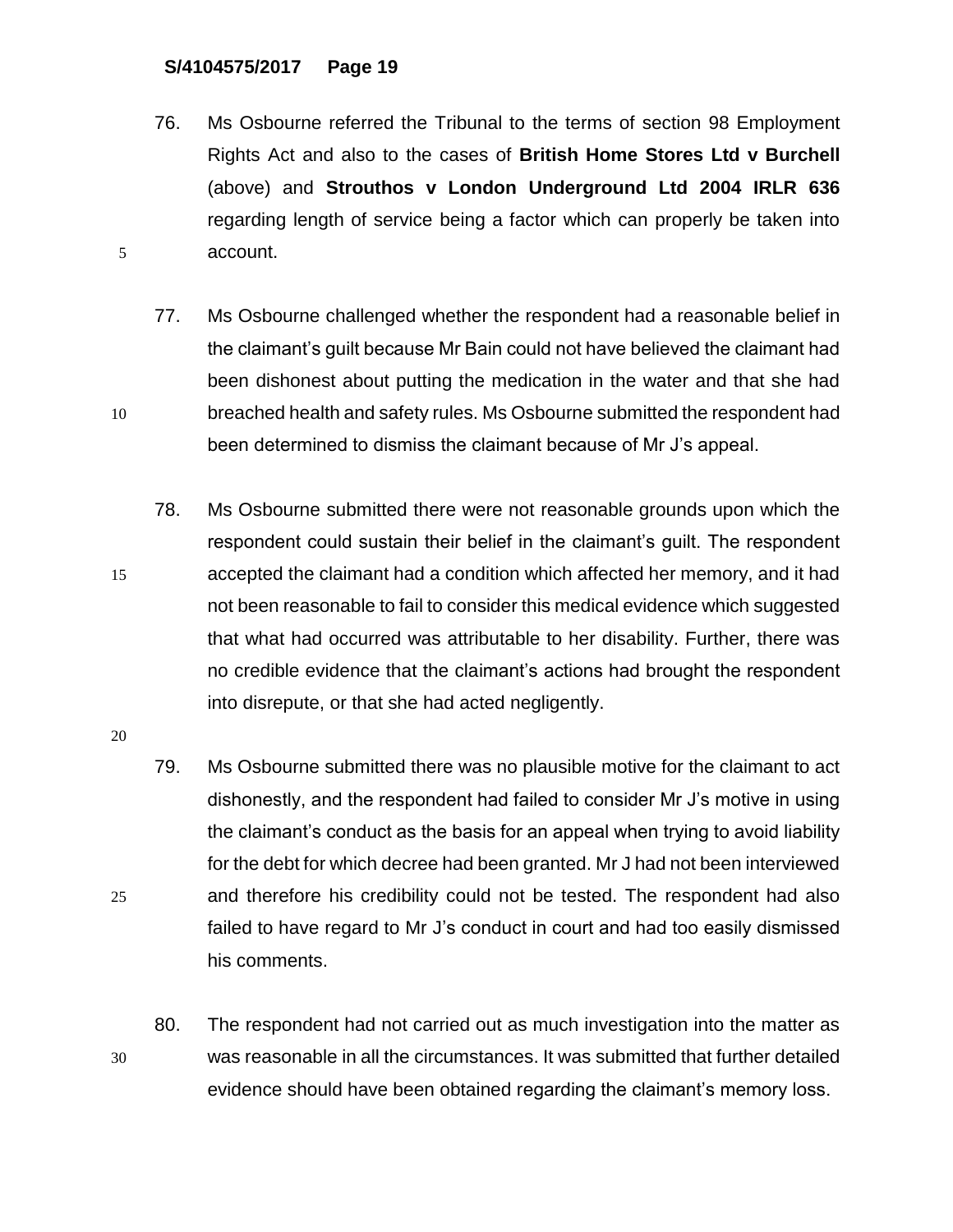76. Ms Osbourne referred the Tribunal to the terms of section 98 Employment Rights Act and also to the cases of **British Home Stores Ltd v Burchell** (above) and **Strouthos v London Underground Ltd 2004 IRLR 636** regarding length of service being a factor which can properly be taken into account.

77. Ms Osbourne challenged whether the respondent had a reasonable belief in the claimant's guilt because Mr Bain could not have believed the claimant had been dishonest about putting the medication in the water and that she had breached health and safety rules. Ms Osbourne submitted the respondent had been determined to dismiss the claimant because of Mr J's appeal.

78. Ms Osbourne submitted there were not reasonable grounds upon which the respondent could sustain their belief in the claimant's guilt. The respondent accepted the claimant had a condition which affected her memory, and it had not been reasonable to fail to consider this medical evidence which suggested that what had occurred was attributable to her disability. Further, there was no credible evidence that the claimant's actions had brought the respondent into disrepute, or that she had acted negligently.

79. Ms Osbourne submitted there was no plausible motive for the claimant to act dishonestly, and the respondent had failed to consider Mr J's motive in using the claimant's conduct as the basis for an appeal when trying to avoid liability for the debt for which decree had been granted. Mr J had not been interviewed and therefore his credibility could not be tested. The respondent had also failed to have regard to Mr J's conduct in court and had too easily dismissed his comments.

80. The respondent had not carried out as much investigation into the matter as was reasonable in all the circumstances. It was submitted that further detailed evidence should have been obtained regarding the claimant's memory loss.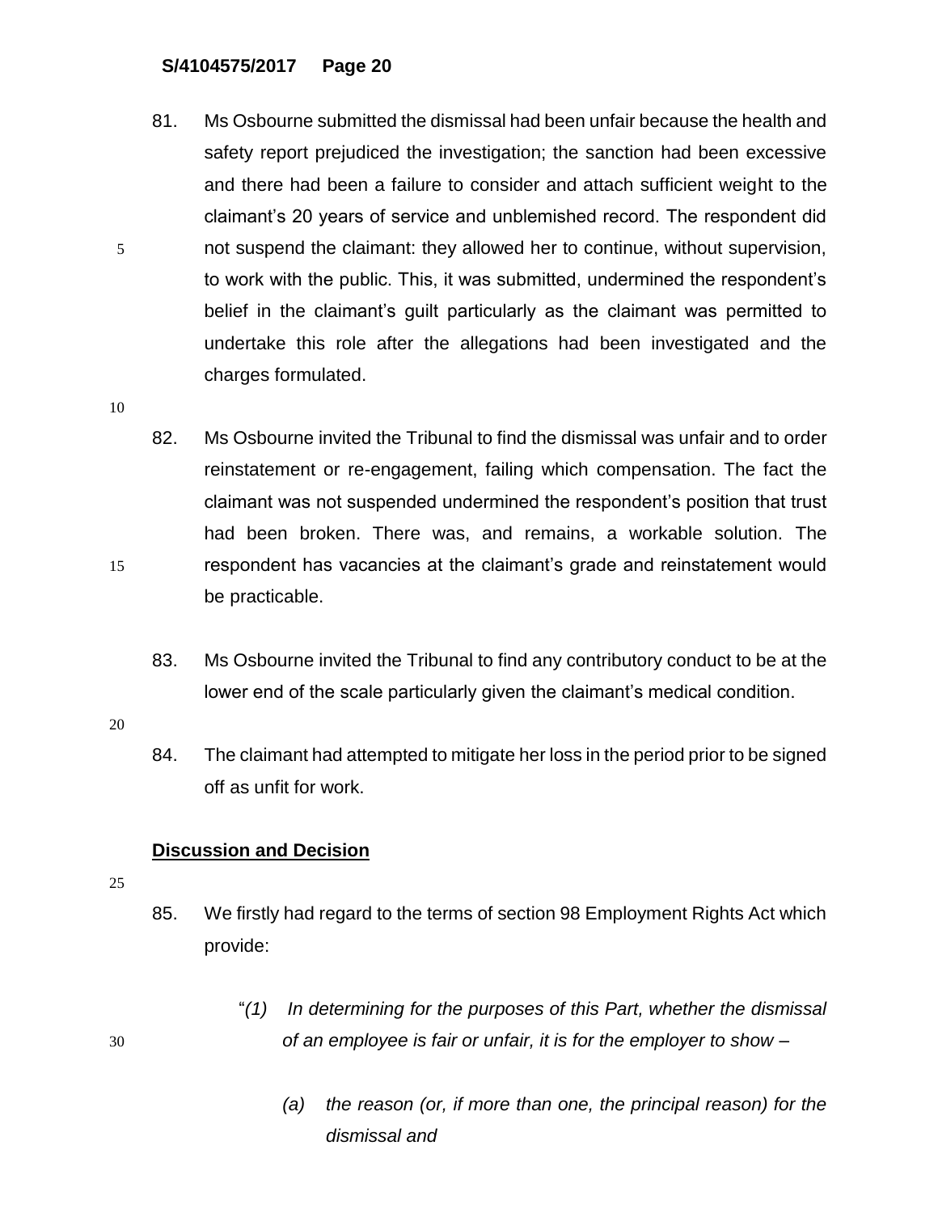81. Ms Osbourne submitted the dismissal had been unfair because the health and safety report prejudiced the investigation; the sanction had been excessive and there had been a failure to consider and attach sufficient weight to the claimant's 20 years of service and unblemished record. The respondent did not suspend the claimant: they allowed her to continue, without supervision, to work with the public. This, it was submitted, undermined the respondent's belief in the claimant's guilt particularly as the claimant was permitted to undertake this role after the allegations had been investigated and the charges formulated.

82. Ms Osbourne invited the Tribunal to find the dismissal was unfair and to order reinstatement or re-engagement, failing which compensation. The fact the claimant was not suspended undermined the respondent's position that trust had been broken. There was, and remains, a workable solution. The respondent has vacancies at the claimant's grade and reinstatement would be practicable.

83. Ms Osbourne invited the Tribunal to find any contributory conduct to be at the lower end of the scale particularly given the claimant's medical condition.

84. The claimant had attempted to mitigate her loss in the period prior to be signed off as unfit for work.

**Discussion and Decision**

85. We firstly had regard to the terms of section 98 Employment Rights Act which provide:

"*(1) In determining for the purposes of this Part, whether the dismissal of an employee is fair or unfair, it is for the employer to show –*

*(a) the reason (or, if more than one, the principal reason) for the dismissal and*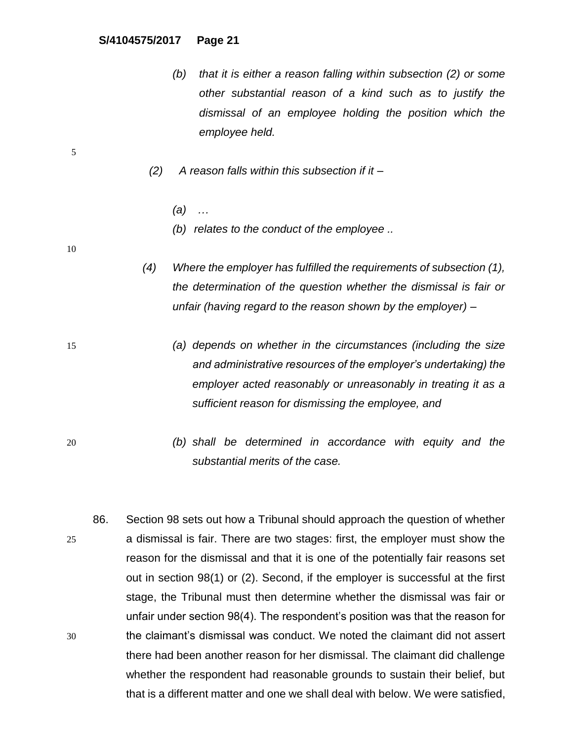*(b) that it is either a reason falling within subsection (2) or some other substantial reason of a kind such as to justify the dismissal of an employee holding the position which the employee held.*

*(2) A reason falls within this subsection if it –*

*(a) …*

*(b) relates to the conduct of the employee ..*

*(4) Where the employer has fulfilled the requirements of subsection (1), the determination of the question whether the dismissal is fair or unfair (having regard to the reason shown by the employer) –*

*(a) depends on whether in the circumstances (including the size and administrative resources of the employer's undertaking) the employer acted reasonably or unreasonably in treating it as a sufficient reason for dismissing the employee, and*

*(b) shall be determined in accordance with equity and the substantial merits of the case.*

86. Section 98 sets out how a Tribunal should approach the question of whether a dismissal is fair. There are two stages: first, the employer must show the reason for the dismissal and that it is one of the potentially fair reasons set out in section 98(1) or (2). Second, if the employer is successful at the first stage, the Tribunal must then determine whether the dismissal was fair or unfair under section 98(4). The respondent's position was that the reason for the claimant's dismissal was conduct. We noted the claimant did not assert there had been another reason for her dismissal. The claimant did challenge whether the respondent had reasonable grounds to sustain their belief, but that is a different matter and one we shall deal with below. We were satisfied,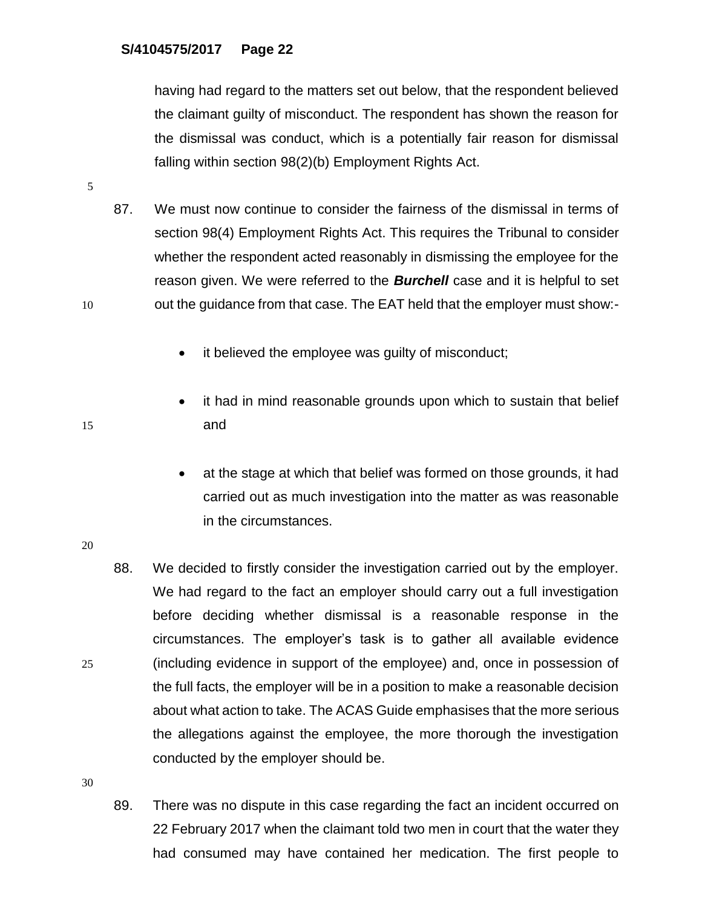having had regard to the matters set out below, that the respondent believed the claimant guilty of misconduct. The respondent has shown the reason for the dismissal was conduct, which is a potentially fair reason for dismissal falling within section 98(2)(b) Employment Rights Act.

87. We must now continue to consider the fairness of the dismissal in terms of section 98(4) Employment Rights Act. This requires the Tribunal to consider whether the respondent acted reasonably in dismissing the employee for the reason given. We were referred to the ***Burchell*** case and it is helpful to set out the guidance from that case. The EAT held that the employer must show:-

- it believed the employee was guilty of misconduct;

- it had in mind reasonable grounds upon which to sustain that belief and

- at the stage at which that belief was formed on those grounds, it had carried out as much investigation into the matter as was reasonable in the circumstances.

88. We decided to firstly consider the investigation carried out by the employer. We had regard to the fact an employer should carry out a full investigation before deciding whether dismissal is a reasonable response in the circumstances. The employer's task is to gather all available evidence (including evidence in support of the employee) and, once in possession of the full facts, the employer will be in a position to make a reasonable decision about what action to take. The ACAS Guide emphasises that the more serious the allegations against the employee, the more thorough the investigation conducted by the employer should be.

89. There was no dispute in this case regarding the fact an incident occurred on 22 February 2017 when the claimant told two men in court that the water they had consumed may have contained her medication. The first people to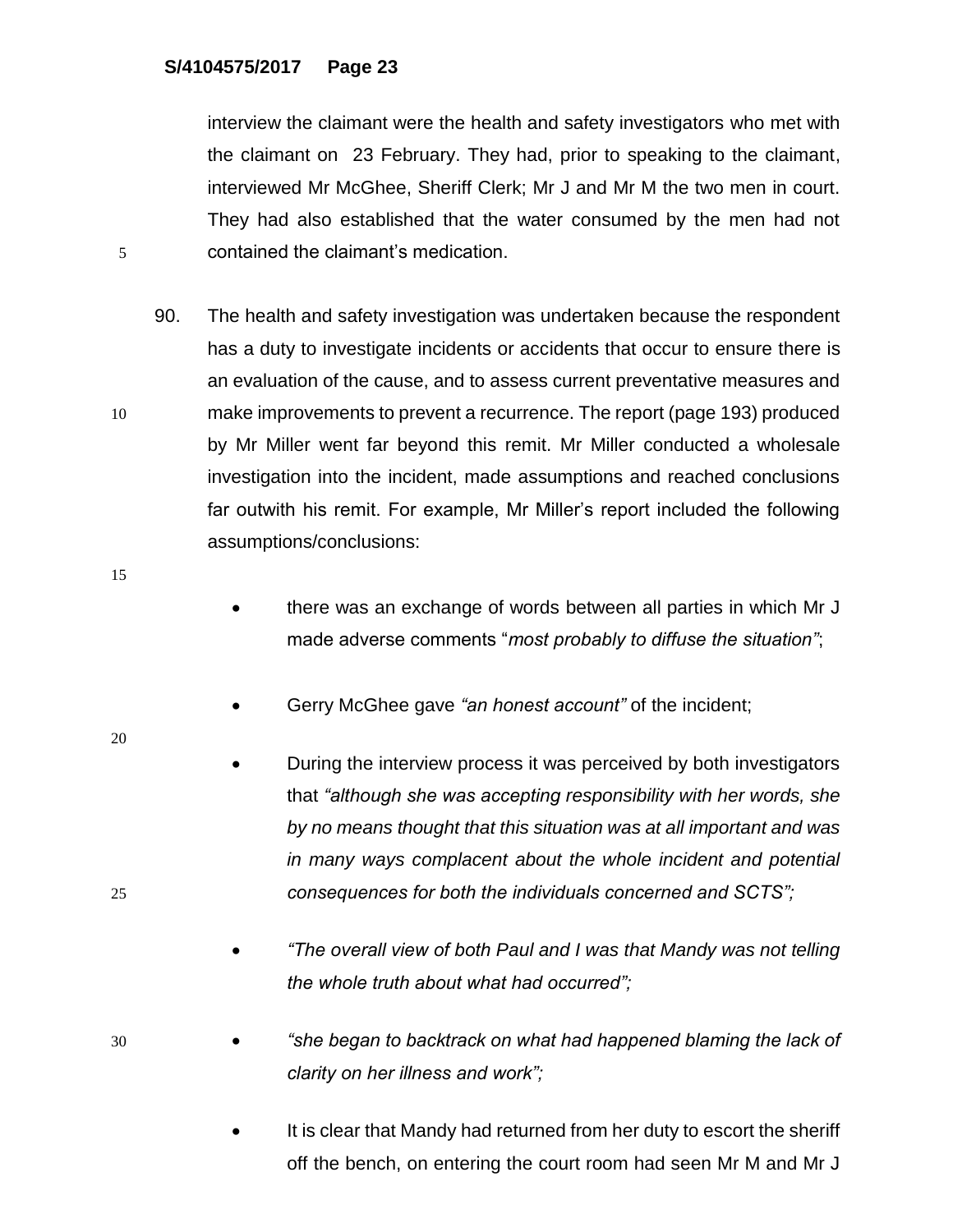interview the claimant were the health and safety investigators who met with the claimant on 23 February. They had, prior to speaking to the claimant, interviewed Mr McGhee, Sheriff Clerk; Mr J and Mr M the two men in court. They had also established that the water consumed by the men had not contained the claimant's medication.

90. The health and safety investigation was undertaken because the respondent has a duty to investigate incidents or accidents that occur to ensure there is an evaluation of the cause, and to assess current preventative measures and make improvements to prevent a recurrence. The report (page 193) produced by Mr Miller went far beyond this remit. Mr Miller conducted a wholesale investigation into the incident, made assumptions and reached conclusions far outwith his remit. For example, Mr Miller's report included the following assumptions/conclusions:

- there was an exchange of words between all parties in which Mr J made adverse comments "*most probably to diffuse the situation"*;

- Gerry McGhee gave *"an honest account"* of the incident;

- During the interview process it was perceived by both investigators that *"although she was accepting responsibility with her words, she by no means thought that this situation was at all important and was in many ways complacent about the whole incident and potential consequences for both the individuals concerned and SCTS";*

- *"The overall view of both Paul and I was that Mandy was not telling the whole truth about what had occurred";*

- *"she began to backtrack on what had happened blaming the lack of clarity on her illness and work";*

- It is clear that Mandy had returned from her duty to escort the sheriff off the bench, on entering the court room had seen Mr M and Mr J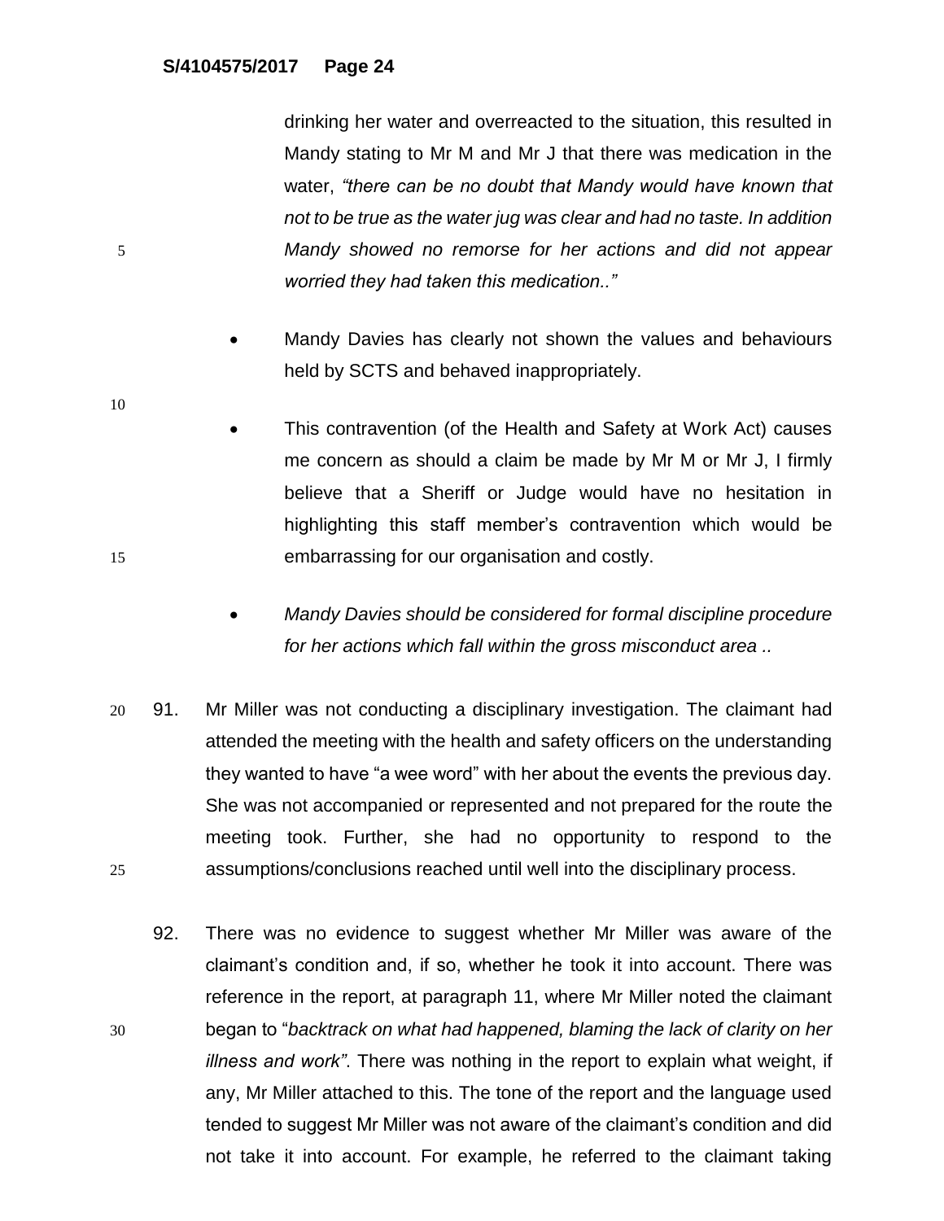drinking her water and overreacted to the situation, this resulted in Mandy stating to Mr M and Mr J that there was medication in the water, *"there can be no doubt that Mandy would have known that not to be true as the water jug was clear and had no taste. In addition Mandy showed no remorse for her actions and did not appear worried they had taken this medication.."*

- Mandy Davies has clearly not shown the values and behaviours held by SCTS and behaved inappropriately.

- This contravention (of the Health and Safety at Work Act) causes me concern as should a claim be made by Mr M or Mr J, I firmly believe that a Sheriff or Judge would have no hesitation in highlighting this staff member's contravention which would be embarrassing for our organisation and costly.

- *Mandy Davies should be considered for formal discipline procedure for her actions which fall within the gross misconduct area ..*

91. Mr Miller was not conducting a disciplinary investigation. The claimant had attended the meeting with the health and safety officers on the understanding they wanted to have "a wee word" with her about the events the previous day. She was not accompanied or represented and not prepared for the route the meeting took. Further, she had no opportunity to respond to the assumptions/conclusions reached until well into the disciplinary process.

92. There was no evidence to suggest whether Mr Miller was aware of the claimant's condition and, if so, whether he took it into account. There was reference in the report, at paragraph 11, where Mr Miller noted the claimant began to "*backtrack on what had happened, blaming the lack of clarity on her illness and work"*. There was nothing in the report to explain what weight, if any, Mr Miller attached to this. The tone of the report and the language used tended to suggest Mr Miller was not aware of the claimant's condition and did not take it into account. For example, he referred to the claimant taking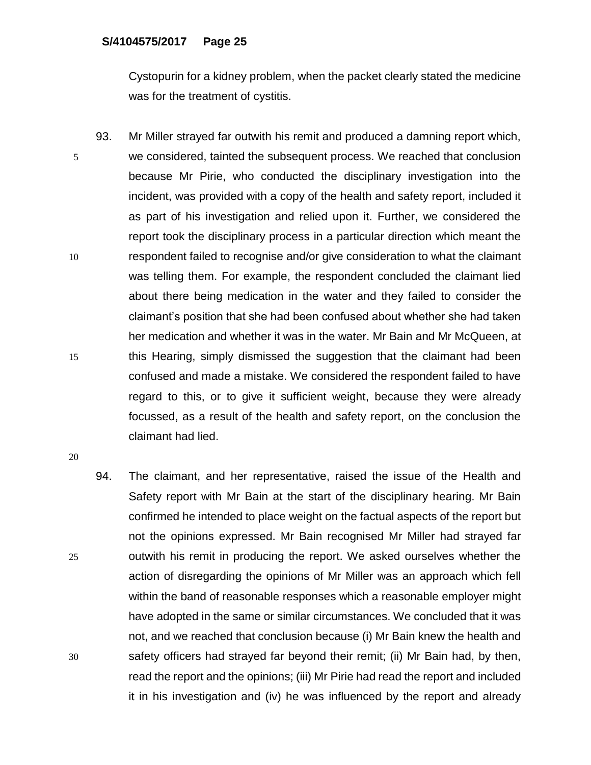Cystopurin for a kidney problem, when the packet clearly stated the medicine was for the treatment of cystitis.

93. Mr Miller strayed far outwith his remit and produced a damning report which, we considered, tainted the subsequent process. We reached that conclusion because Mr Pirie, who conducted the disciplinary investigation into the incident, was provided with a copy of the health and safety report, included it as part of his investigation and relied upon it. Further, we considered the report took the disciplinary process in a particular direction which meant the respondent failed to recognise and/or give consideration to what the claimant was telling them. For example, the respondent concluded the claimant lied about there being medication in the water and they failed to consider the claimant's position that she had been confused about whether she had taken her medication and whether it was in the water. Mr Bain and Mr McQueen, at this Hearing, simply dismissed the suggestion that the claimant had been confused and made a mistake. We considered the respondent failed to have regard to this, or to give it sufficient weight, because they were already focussed, as a result of the health and safety report, on the conclusion the claimant had lied.

94. The claimant, and her representative, raised the issue of the Health and Safety report with Mr Bain at the start of the disciplinary hearing. Mr Bain confirmed he intended to place weight on the factual aspects of the report but not the opinions expressed. Mr Bain recognised Mr Miller had strayed far outwith his remit in producing the report. We asked ourselves whether the action of disregarding the opinions of Mr Miller was an approach which fell within the band of reasonable responses which a reasonable employer might have adopted in the same or similar circumstances. We concluded that it was not, and we reached that conclusion because (i) Mr Bain knew the health and safety officers had strayed far beyond their remit; (ii) Mr Bain had, by then, read the report and the opinions; (iii) Mr Pirie had read the report and included it in his investigation and (iv) he was influenced by the report and already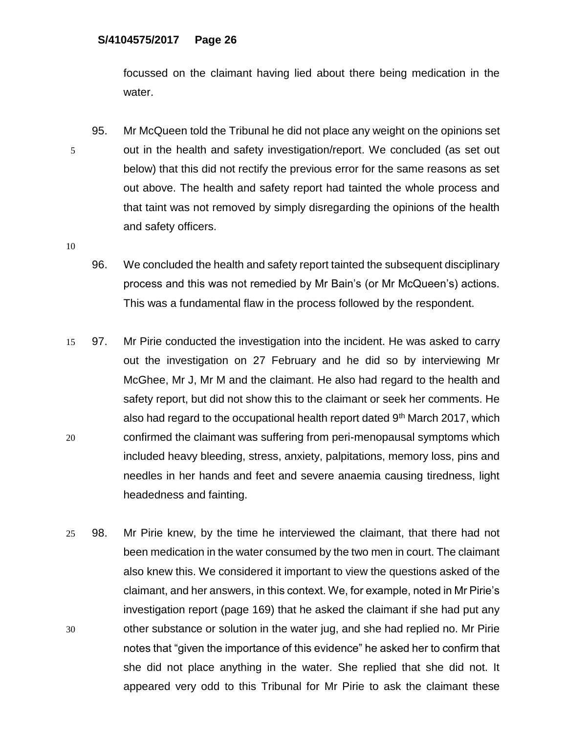focussed on the claimant having lied about there being medication in the water.

95. Mr McQueen told the Tribunal he did not place any weight on the opinions set out in the health and safety investigation/report. We concluded (as set out below) that this did not rectify the previous error for the same reasons as set out above. The health and safety report had tainted the whole process and that taint was not removed by simply disregarding the opinions of the health and safety officers.

96. We concluded the health and safety report tainted the subsequent disciplinary process and this was not remedied by Mr Bain's (or Mr McQueen's) actions. This was a fundamental flaw in the process followed by the respondent.

97. Mr Pirie conducted the investigation into the incident. He was asked to carry out the investigation on 27 February and he did so by interviewing Mr McGhee, Mr J, Mr M and the claimant. He also had regard to the health and safety report, but did not show this to the claimant or seek her comments. He also had regard to the occupational health report dated 9th March 2017, which confirmed the claimant was suffering from peri-menopausal symptoms which included heavy bleeding, stress, anxiety, palpitations, memory loss, pins and needles in her hands and feet and severe anaemia causing tiredness, light headedness and fainting.

98. Mr Pirie knew, by the time he interviewed the claimant, that there had not been medication in the water consumed by the two men in court. The claimant also knew this. We considered it important to view the questions asked of the claimant, and her answers, in this context. We, for example, noted in Mr Pirie's investigation report (page 169) that he asked the claimant if she had put any other substance or solution in the water jug, and she had replied no. Mr Pirie notes that "given the importance of this evidence" he asked her to confirm that she did not place anything in the water. She replied that she did not. It appeared very odd to this Tribunal for Mr Pirie to ask the claimant these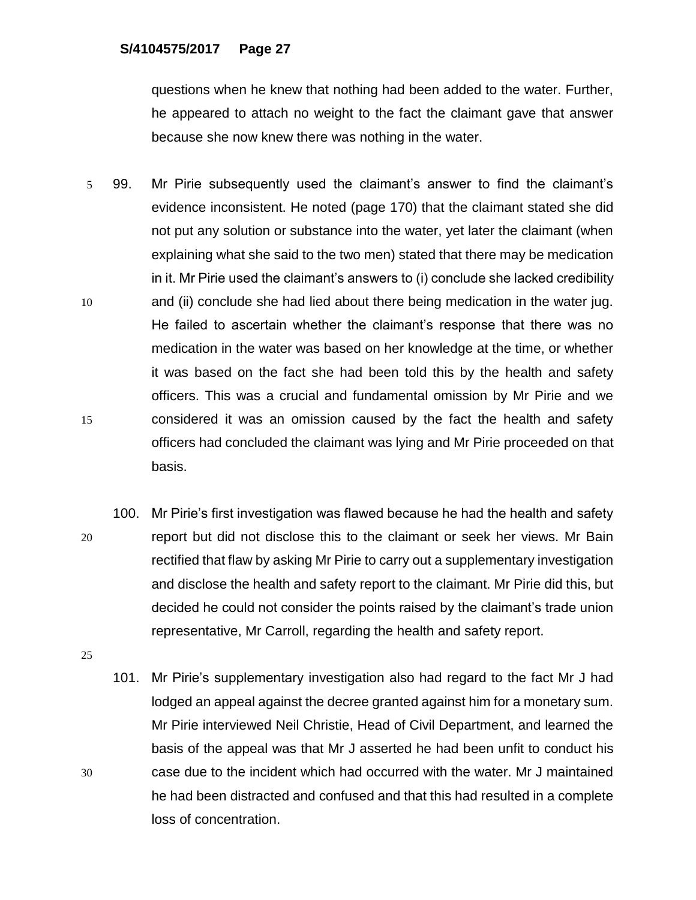questions when he knew that nothing had been added to the water. Further, he appeared to attach no weight to the fact the claimant gave that answer because she now knew there was nothing in the water.

99. Mr Pirie subsequently used the claimant's answer to find the claimant's evidence inconsistent. He noted (page 170) that the claimant stated she did not put any solution or substance into the water, yet later the claimant (when explaining what she said to the two men) stated that there may be medication in it. Mr Pirie used the claimant's answers to (i) conclude she lacked credibility and (ii) conclude she had lied about there being medication in the water jug. He failed to ascertain whether the claimant's response that there was no medication in the water was based on her knowledge at the time, or whether it was based on the fact she had been told this by the health and safety officers. This was a crucial and fundamental omission by Mr Pirie and we considered it was an omission caused by the fact the health and safety officers had concluded the claimant was lying and Mr Pirie proceeded on that basis.

100. Mr Pirie's first investigation was flawed because he had the health and safety report but did not disclose this to the claimant or seek her views. Mr Bain rectified that flaw by asking Mr Pirie to carry out a supplementary investigation and disclose the health and safety report to the claimant. Mr Pirie did this, but decided he could not consider the points raised by the claimant's trade union representative, Mr Carroll, regarding the health and safety report.

101. Mr Pirie's supplementary investigation also had regard to the fact Mr J had lodged an appeal against the decree granted against him for a monetary sum. Mr Pirie interviewed Neil Christie, Head of Civil Department, and learned the basis of the appeal was that Mr J asserted he had been unfit to conduct his case due to the incident which had occurred with the water. Mr J maintained he had been distracted and confused and that this had resulted in a complete loss of concentration.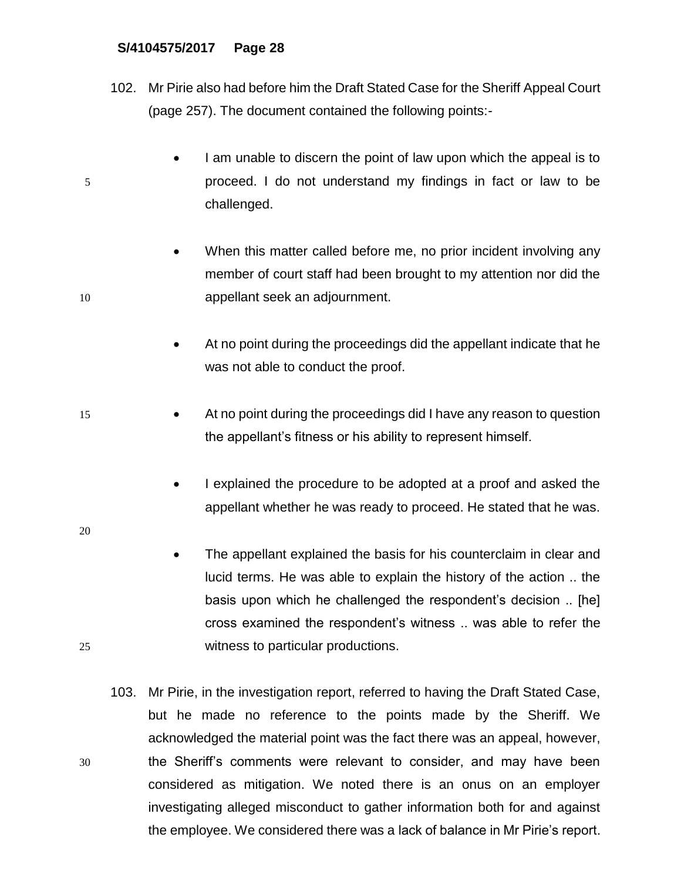102. Mr Pirie also had before him the Draft Stated Case for the Sheriff Appeal Court (page 257). The document contained the following points:-

- I am unable to discern the point of law upon which the appeal is to proceed. I do not understand my findings in fact or law to be challenged.

- When this matter called before me, no prior incident involving any member of court staff had been brought to my attention nor did the appellant seek an adjournment.

- At no point during the proceedings did the appellant indicate that he was not able to conduct the proof.

- At no point during the proceedings did I have any reason to question the appellant's fitness or his ability to represent himself.

- I explained the procedure to be adopted at a proof and asked the appellant whether he was ready to proceed. He stated that he was.

- The appellant explained the basis for his counterclaim in clear and lucid terms. He was able to explain the history of the action .. the basis upon which he challenged the respondent's decision .. [he] cross examined the respondent's witness .. was able to refer the witness to particular productions.

103. Mr Pirie, in the investigation report, referred to having the Draft Stated Case, but he made no reference to the points made by the Sheriff. We acknowledged the material point was the fact there was an appeal, however, the Sheriff's comments were relevant to consider, and may have been considered as mitigation. We noted there is an onus on an employer investigating alleged misconduct to gather information both for and against the employee. We considered there was a lack of balance in Mr Pirie's report.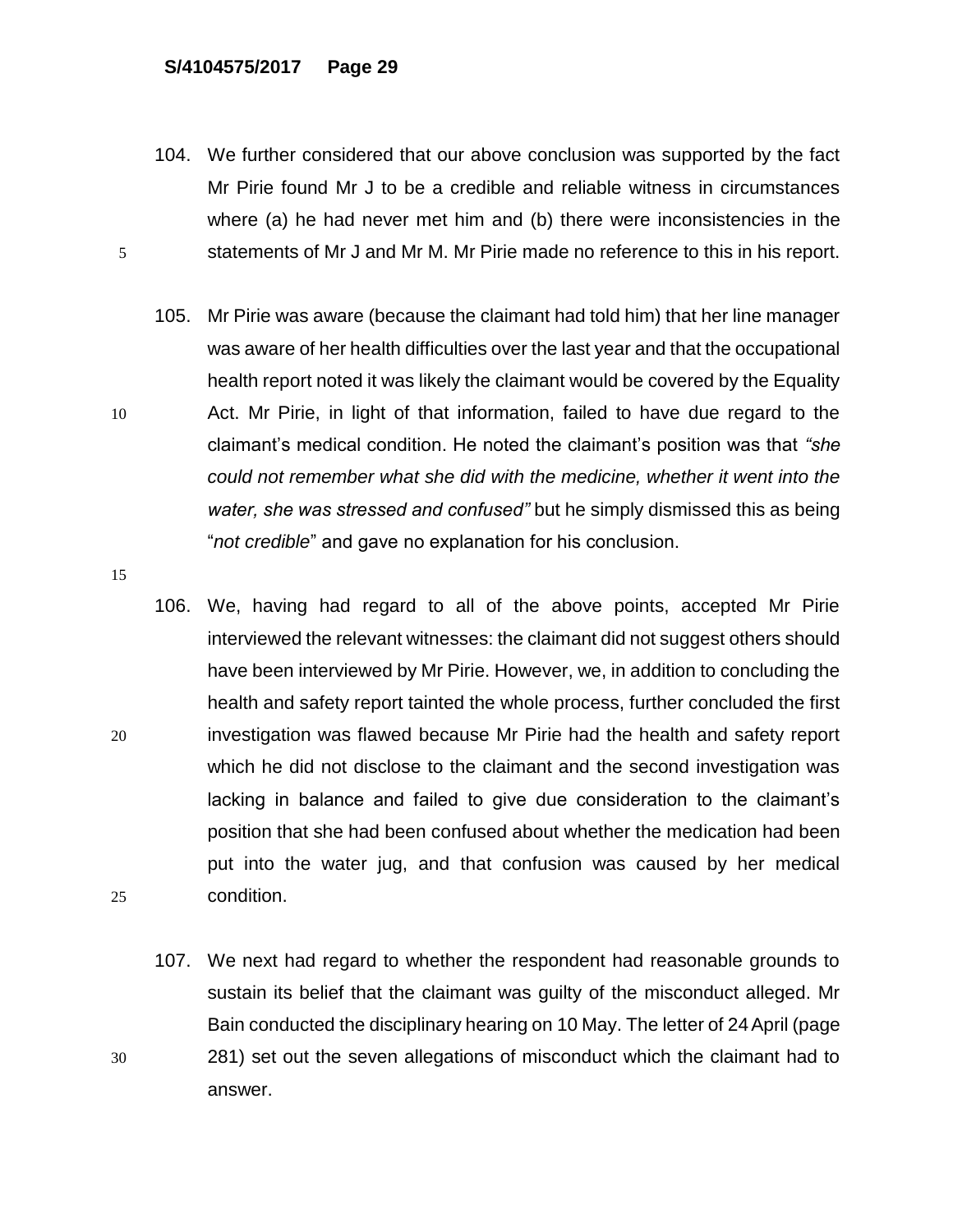104. We further considered that our above conclusion was supported by the fact Mr Pirie found Mr J to be a credible and reliable witness in circumstances where (a) he had never met him and (b) there were inconsistencies in the statements of Mr J and Mr M. Mr Pirie made no reference to this in his report.

105. Mr Pirie was aware (because the claimant had told him) that her line manager was aware of her health difficulties over the last year and that the occupational health report noted it was likely the claimant would be covered by the Equality Act. Mr Pirie, in light of that information, failed to have due regard to the claimant's medical condition. He noted the claimant's position was that *"she could not remember what she did with the medicine, whether it went into the water, she was stressed and confused"* but he simply dismissed this as being "*not credible*" and gave no explanation for his conclusion.

106. We, having had regard to all of the above points, accepted Mr Pirie interviewed the relevant witnesses: the claimant did not suggest others should have been interviewed by Mr Pirie. However, we, in addition to concluding the health and safety report tainted the whole process, further concluded the first investigation was flawed because Mr Pirie had the health and safety report which he did not disclose to the claimant and the second investigation was lacking in balance and failed to give due consideration to the claimant's position that she had been confused about whether the medication had been put into the water jug, and that confusion was caused by her medical condition.

107. We next had regard to whether the respondent had reasonable grounds to sustain its belief that the claimant was guilty of the misconduct alleged. Mr Bain conducted the disciplinary hearing on 10 May. The letter of 24 April (page 281) set out the seven allegations of misconduct which the claimant had to answer.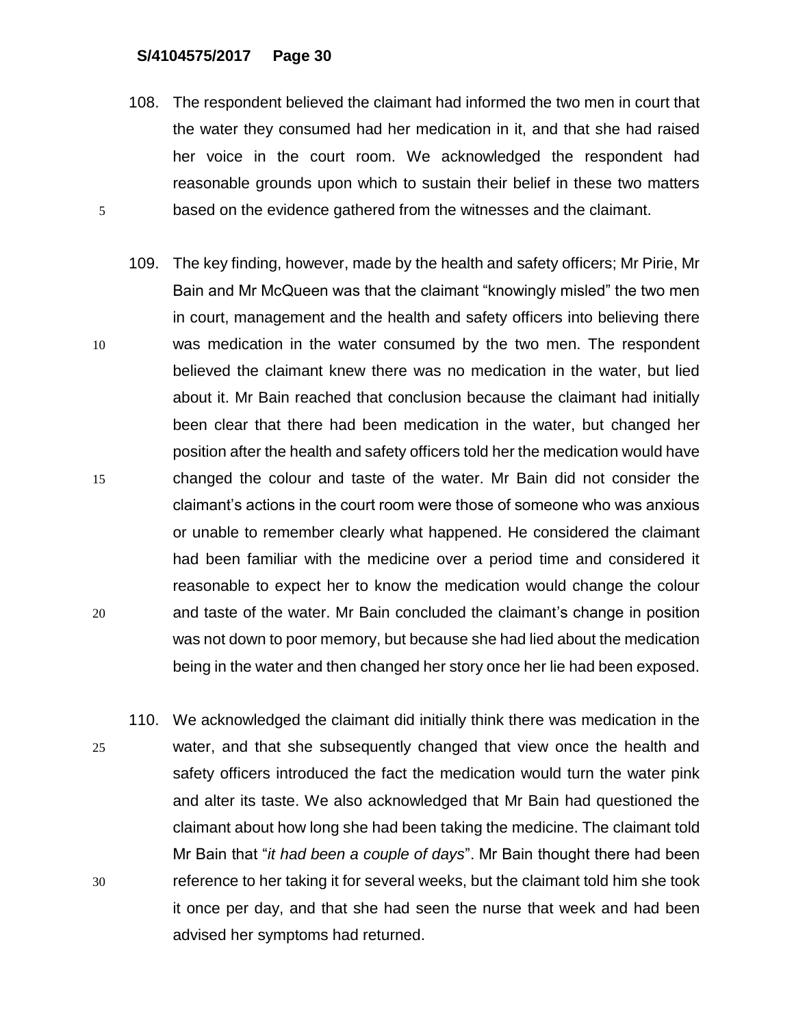108. The respondent believed the claimant had informed the two men in court that the water they consumed had her medication in it, and that she had raised her voice in the court room. We acknowledged the respondent had reasonable grounds upon which to sustain their belief in these two matters based on the evidence gathered from the witnesses and the claimant.

109. The key finding, however, made by the health and safety officers; Mr Pirie, Mr Bain and Mr McQueen was that the claimant "knowingly misled" the two men in court, management and the health and safety officers into believing there was medication in the water consumed by the two men. The respondent believed the claimant knew there was no medication in the water, but lied about it. Mr Bain reached that conclusion because the claimant had initially been clear that there had been medication in the water, but changed her position after the health and safety officers told her the medication would have changed the colour and taste of the water. Mr Bain did not consider the claimant's actions in the court room were those of someone who was anxious or unable to remember clearly what happened. He considered the claimant had been familiar with the medicine over a period time and considered it reasonable to expect her to know the medication would change the colour and taste of the water. Mr Bain concluded the claimant's change in position was not down to poor memory, but because she had lied about the medication being in the water and then changed her story once her lie had been exposed.

110. We acknowledged the claimant did initially think there was medication in the water, and that she subsequently changed that view once the health and safety officers introduced the fact the medication would turn the water pink and alter its taste. We also acknowledged that Mr Bain had questioned the claimant about how long she had been taking the medicine. The claimant told Mr Bain that "*it had been a couple of days*". Mr Bain thought there had been reference to her taking it for several weeks, but the claimant told him she took it once per day, and that she had seen the nurse that week and had been advised her symptoms had returned.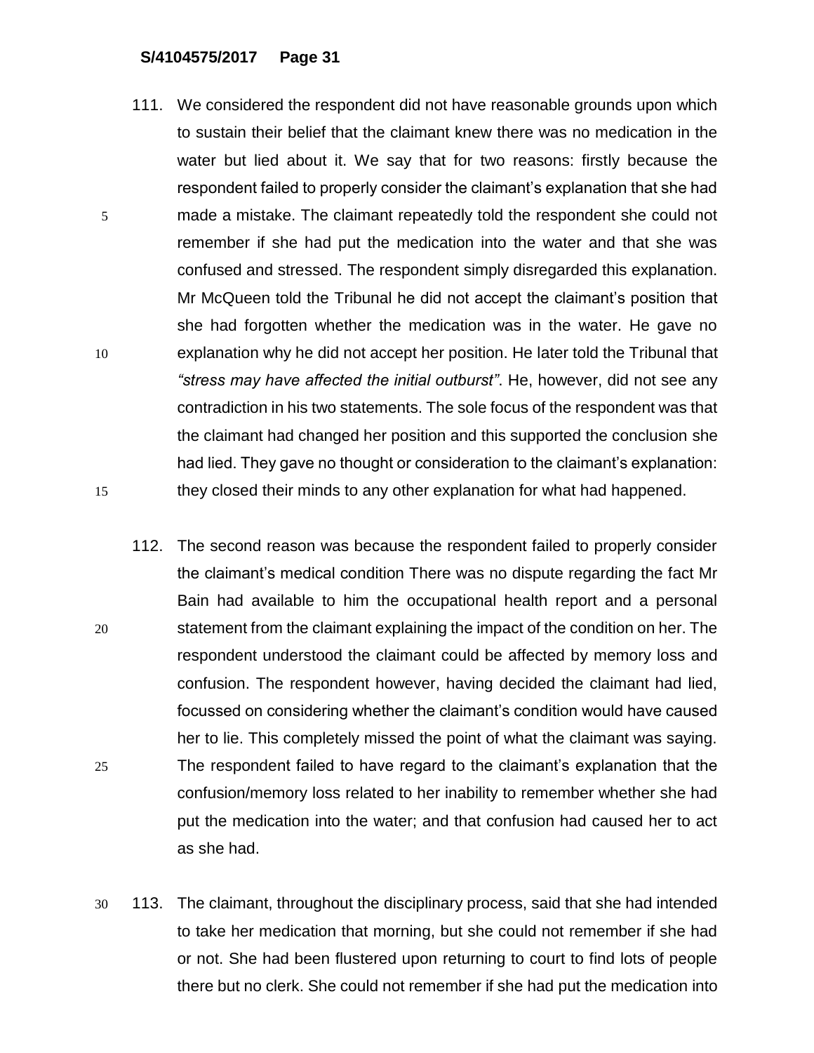111. We considered the respondent did not have reasonable grounds upon which to sustain their belief that the claimant knew there was no medication in the water but lied about it. We say that for two reasons: firstly because the respondent failed to properly consider the claimant's explanation that she had made a mistake. The claimant repeatedly told the respondent she could not remember if she had put the medication into the water and that she was confused and stressed. The respondent simply disregarded this explanation. Mr McQueen told the Tribunal he did not accept the claimant's position that she had forgotten whether the medication was in the water. He gave no explanation why he did not accept her position. He later told the Tribunal that *"stress may have affected the initial outburst"*. He, however, did not see any contradiction in his two statements. The sole focus of the respondent was that the claimant had changed her position and this supported the conclusion she had lied. They gave no thought or consideration to the claimant's explanation: they closed their minds to any other explanation for what had happened.

112. The second reason was because the respondent failed to properly consider the claimant's medical condition There was no dispute regarding the fact Mr Bain had available to him the occupational health report and a personal statement from the claimant explaining the impact of the condition on her. The respondent understood the claimant could be affected by memory loss and confusion. The respondent however, having decided the claimant had lied, focussed on considering whether the claimant's condition would have caused her to lie. This completely missed the point of what the claimant was saying. The respondent failed to have regard to the claimant's explanation that the confusion/memory loss related to her inability to remember whether she had put the medication into the water; and that confusion had caused her to act as she had.

113. The claimant, throughout the disciplinary process, said that she had intended to take her medication that morning, but she could not remember if she had or not. She had been flustered upon returning to court to find lots of people there but no clerk. She could not remember if she had put the medication into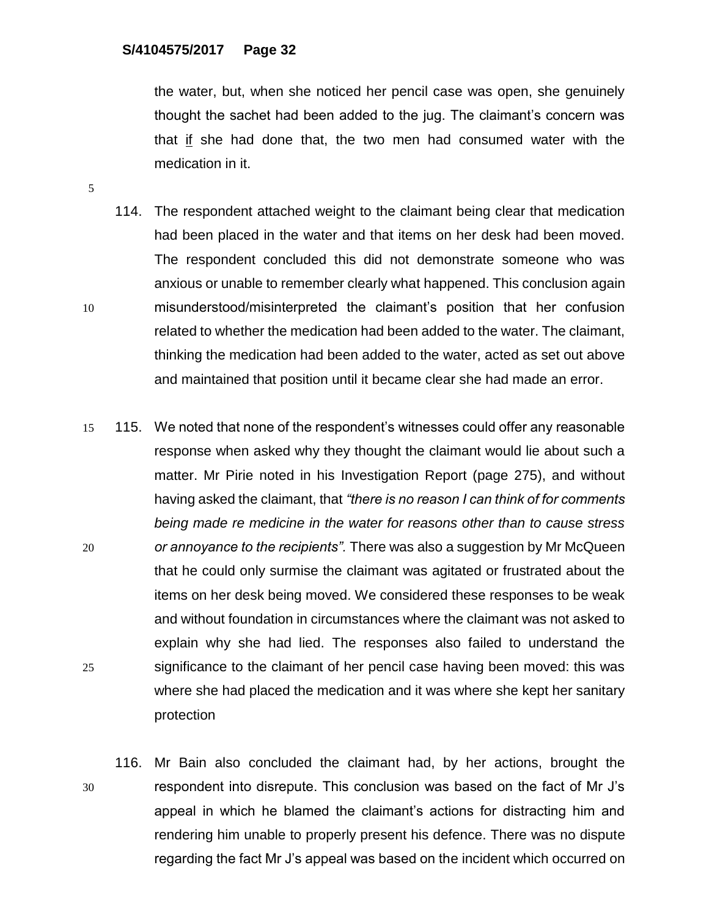the water, but, when she noticed her pencil case was open, she genuinely thought the sachet had been added to the jug. The claimant's concern was that <u>if</u> she had done that, the two men had consumed water with the medication in it.

114. The respondent attached weight to the claimant being clear that medication had been placed in the water and that items on her desk had been moved. The respondent concluded this did not demonstrate someone who was anxious or unable to remember clearly what happened. This conclusion again misunderstood/misinterpreted the claimant's position that her confusion related to whether the medication had been added to the water. The claimant, thinking the medication had been added to the water, acted as set out above and maintained that position until it became clear she had made an error.

115. We noted that none of the respondent's witnesses could offer any reasonable response when asked why they thought the claimant would lie about such a matter. Mr Pirie noted in his Investigation Report (page 275), and without having asked the claimant, that *"there is no reason I can think of for comments being made re medicine in the water for reasons other than to cause stress or annoyance to the recipients".* There was also a suggestion by Mr McQueen that he could only surmise the claimant was agitated or frustrated about the items on her desk being moved. We considered these responses to be weak and without foundation in circumstances where the claimant was not asked to explain why she had lied. The responses also failed to understand the significance to the claimant of her pencil case having been moved: this was where she had placed the medication and it was where she kept her sanitary protection

116. Mr Bain also concluded the claimant had, by her actions, brought the respondent into disrepute. This conclusion was based on the fact of Mr J's appeal in which he blamed the claimant's actions for distracting him and rendering him unable to properly present his defence. There was no dispute regarding the fact Mr J's appeal was based on the incident which occurred on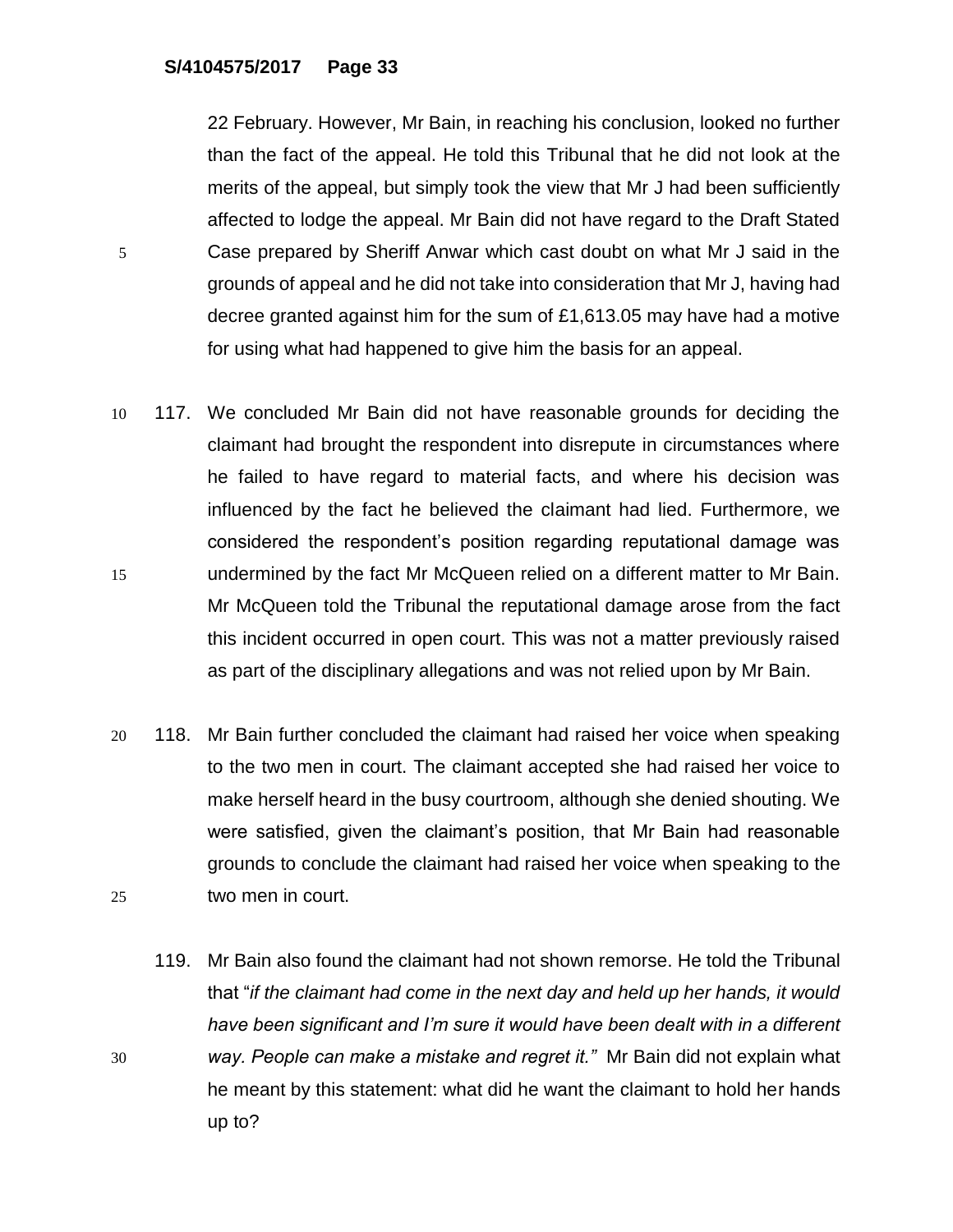22 February. However, Mr Bain, in reaching his conclusion, looked no further than the fact of the appeal. He told this Tribunal that he did not look at the merits of the appeal, but simply took the view that Mr J had been sufficiently affected to lodge the appeal. Mr Bain did not have regard to the Draft Stated Case prepared by Sheriff Anwar which cast doubt on what Mr J said in the grounds of appeal and he did not take into consideration that Mr J, having had decree granted against him for the sum of £1,613.05 may have had a motive for using what had happened to give him the basis for an appeal.

117. We concluded Mr Bain did not have reasonable grounds for deciding the claimant had brought the respondent into disrepute in circumstances where he failed to have regard to material facts, and where his decision was influenced by the fact he believed the claimant had lied. Furthermore, we considered the respondent's position regarding reputational damage was undermined by the fact Mr McQueen relied on a different matter to Mr Bain. Mr McQueen told the Tribunal the reputational damage arose from the fact this incident occurred in open court. This was not a matter previously raised as part of the disciplinary allegations and was not relied upon by Mr Bain.

118. Mr Bain further concluded the claimant had raised her voice when speaking to the two men in court. The claimant accepted she had raised her voice to make herself heard in the busy courtroom, although she denied shouting. We were satisfied, given the claimant's position, that Mr Bain had reasonable grounds to conclude the claimant had raised her voice when speaking to the two men in court.

119. Mr Bain also found the claimant had not shown remorse. He told the Tribunal that "*if the claimant had come in the next day and held up her hands, it would have been significant and I'm sure it would have been dealt with in a different way. People can make a mistake and regret it.*" Mr Bain did not explain what he meant by this statement: what did he want the claimant to hold her hands up to?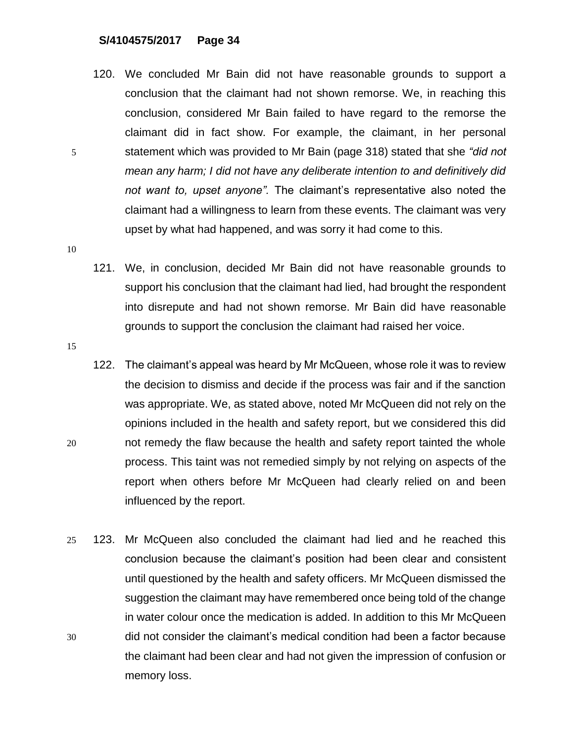120. We concluded Mr Bain did not have reasonable grounds to support a conclusion that the claimant had not shown remorse. We, in reaching this conclusion, considered Mr Bain failed to have regard to the remorse the claimant did in fact show. For example, the claimant, in her personal statement which was provided to Mr Bain (page 318) stated that she *"did not mean any harm; I did not have any deliberate intention to and definitively did not want to, upset anyone".* The claimant's representative also noted the claimant had a willingness to learn from these events. The claimant was very upset by what had happened, and was sorry it had come to this.

121. We, in conclusion, decided Mr Bain did not have reasonable grounds to support his conclusion that the claimant had lied, had brought the respondent into disrepute and had not shown remorse. Mr Bain did have reasonable grounds to support the conclusion the claimant had raised her voice.

122. The claimant's appeal was heard by Mr McQueen, whose role it was to review the decision to dismiss and decide if the process was fair and if the sanction was appropriate. We, as stated above, noted Mr McQueen did not rely on the opinions included in the health and safety report, but we considered this did not remedy the flaw because the health and safety report tainted the whole process. This taint was not remedied simply by not relying on aspects of the report when others before Mr McQueen had clearly relied on and been influenced by the report.

123. Mr McQueen also concluded the claimant had lied and he reached this conclusion because the claimant's position had been clear and consistent until questioned by the health and safety officers. Mr McQueen dismissed the suggestion the claimant may have remembered once being told of the change in water colour once the medication is added. In addition to this Mr McQueen did not consider the claimant's medical condition had been a factor because the claimant had been clear and had not given the impression of confusion or memory loss.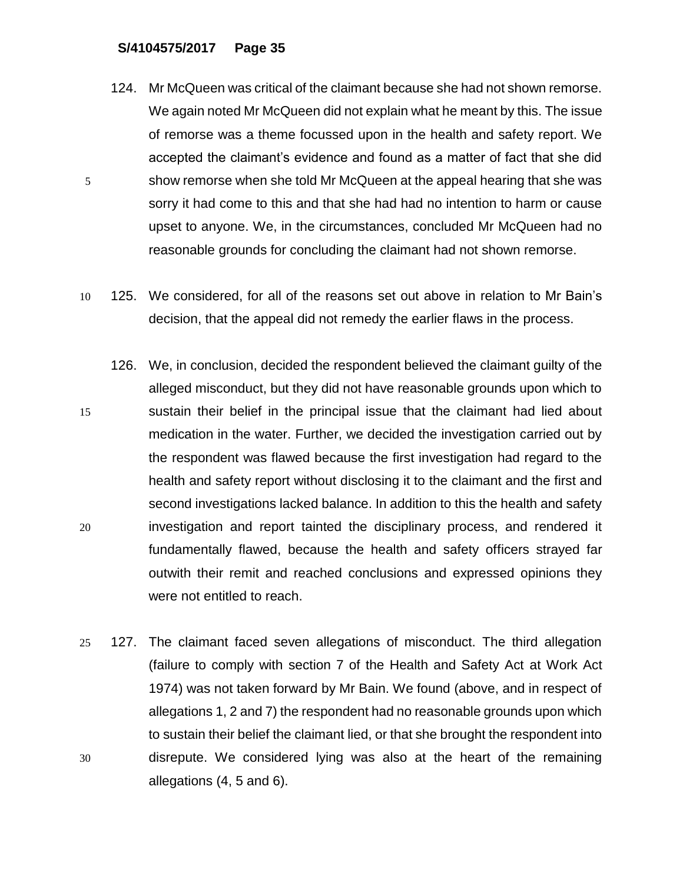124. Mr McQueen was critical of the claimant because she had not shown remorse. We again noted Mr McQueen did not explain what he meant by this. The issue of remorse was a theme focussed upon in the health and safety report. We accepted the claimant's evidence and found as a matter of fact that she did show remorse when she told Mr McQueen at the appeal hearing that she was sorry it had come to this and that she had had no intention to harm or cause upset to anyone. We, in the circumstances, concluded Mr McQueen had no reasonable grounds for concluding the claimant had not shown remorse.

125. We considered, for all of the reasons set out above in relation to Mr Bain's decision, that the appeal did not remedy the earlier flaws in the process.

126. We, in conclusion, decided the respondent believed the claimant guilty of the alleged misconduct, but they did not have reasonable grounds upon which to sustain their belief in the principal issue that the claimant had lied about medication in the water. Further, we decided the investigation carried out by the respondent was flawed because the first investigation had regard to the health and safety report without disclosing it to the claimant and the first and second investigations lacked balance. In addition to this the health and safety investigation and report tainted the disciplinary process, and rendered it fundamentally flawed, because the health and safety officers strayed far outwith their remit and reached conclusions and expressed opinions they were not entitled to reach.

127. The claimant faced seven allegations of misconduct. The third allegation (failure to comply with section 7 of the Health and Safety Act at Work Act 1974) was not taken forward by Mr Bain. We found (above, and in respect of allegations 1, 2 and 7) the respondent had no reasonable grounds upon which to sustain their belief the claimant lied, or that she brought the respondent into disrepute. We considered lying was also at the heart of the remaining allegations (4, 5 and 6).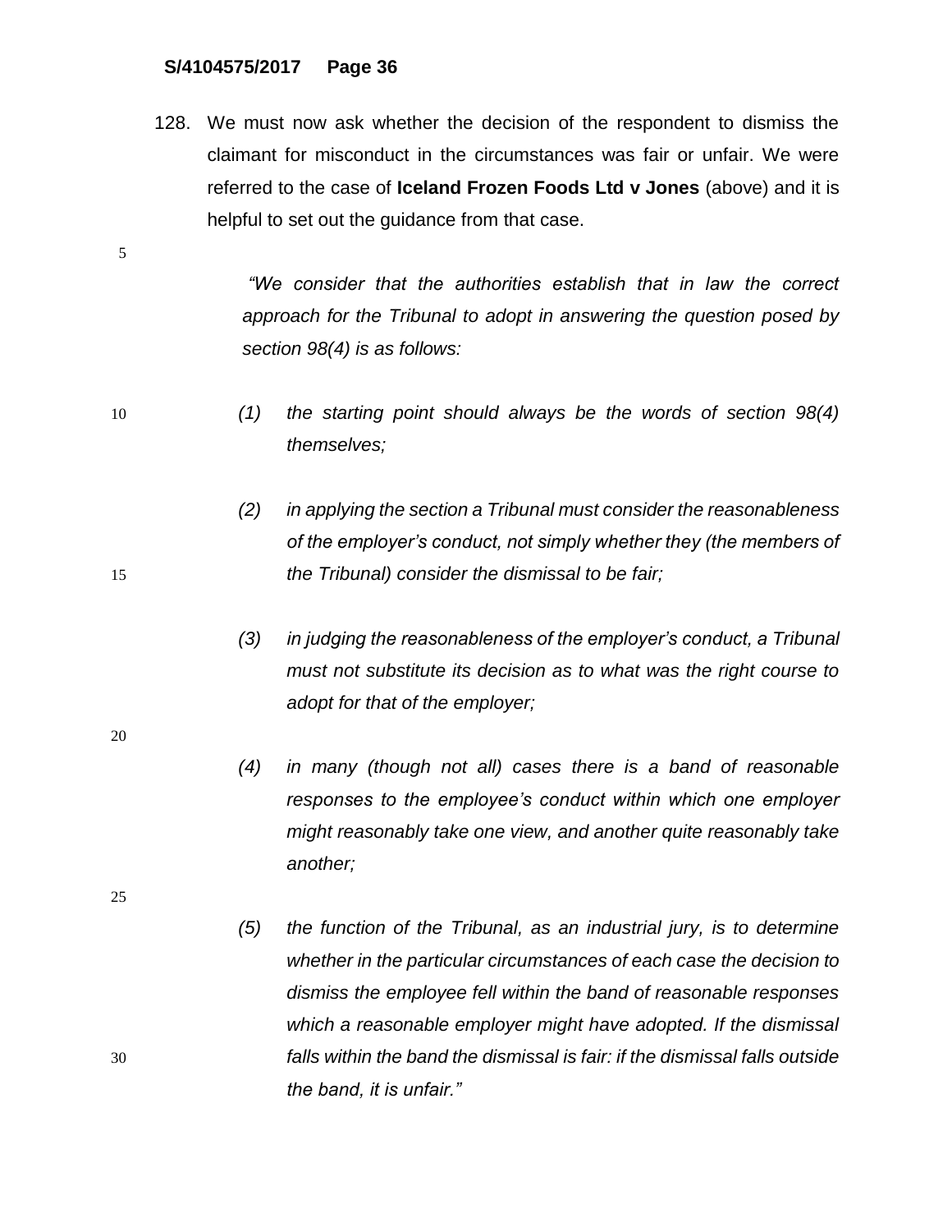128. We must now ask whether the decision of the respondent to dismiss the claimant for misconduct in the circumstances was fair or unfair. We were referred to the case of **Iceland Frozen Foods Ltd v Jones** (above) and it is helpful to set out the guidance from that case.

> *"We consider that the authorities establish that in law the correct approach for the Tribunal to adopt in answering the question posed by section 98(4) is as follows:*
>
> *(1) the starting point should always be the words of section 98(4) themselves;*
>
> *(2) in applying the section a Tribunal must consider the reasonableness of the employer's conduct, not simply whether they (the members of the Tribunal) consider the dismissal to be fair;*
>
> *(3) in judging the reasonableness of the employer's conduct, a Tribunal must not substitute its decision as to what was the right course to adopt for that of the employer;*
>
> *(4) in many (though not all) cases there is a band of reasonable responses to the employee's conduct within which one employer might reasonably take one view, and another quite reasonably take another;*
>
> *(5) the function of the Tribunal, as an industrial jury, is to determine whether in the particular circumstances of each case the decision to dismiss the employee fell within the band of reasonable responses which a reasonable employer might have adopted. If the dismissal falls within the band the dismissal is fair: if the dismissal falls outside the band, it is unfair."*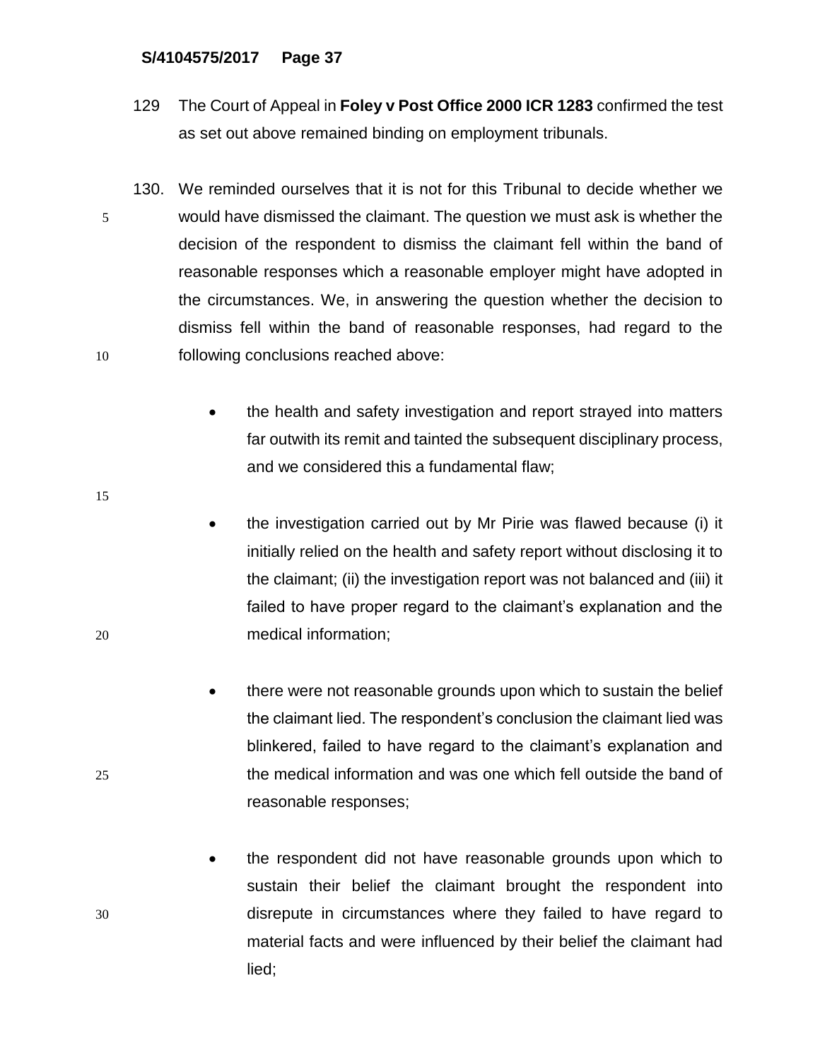129 The Court of Appeal in **Foley v Post Office 2000 ICR 1283** confirmed the test as set out above remained binding on employment tribunals.

130. We reminded ourselves that it is not for this Tribunal to decide whether we would have dismissed the claimant. The question we must ask is whether the decision of the respondent to dismiss the claimant fell within the band of reasonable responses which a reasonable employer might have adopted in the circumstances. We, in answering the question whether the decision to dismiss fell within the band of reasonable responses, had regard to the following conclusions reached above:

- the health and safety investigation and report strayed into matters far outwith its remit and tainted the subsequent disciplinary process, and we considered this a fundamental flaw;

- the investigation carried out by Mr Pirie was flawed because (i) it initially relied on the health and safety report without disclosing it to the claimant; (ii) the investigation report was not balanced and (iii) it failed to have proper regard to the claimant's explanation and the medical information;

- there were not reasonable grounds upon which to sustain the belief the claimant lied. The respondent's conclusion the claimant lied was blinkered, failed to have regard to the claimant's explanation and the medical information and was one which fell outside the band of reasonable responses;

- the respondent did not have reasonable grounds upon which to sustain their belief the claimant brought the respondent into disrepute in circumstances where they failed to have regard to material facts and were influenced by their belief the claimant had lied;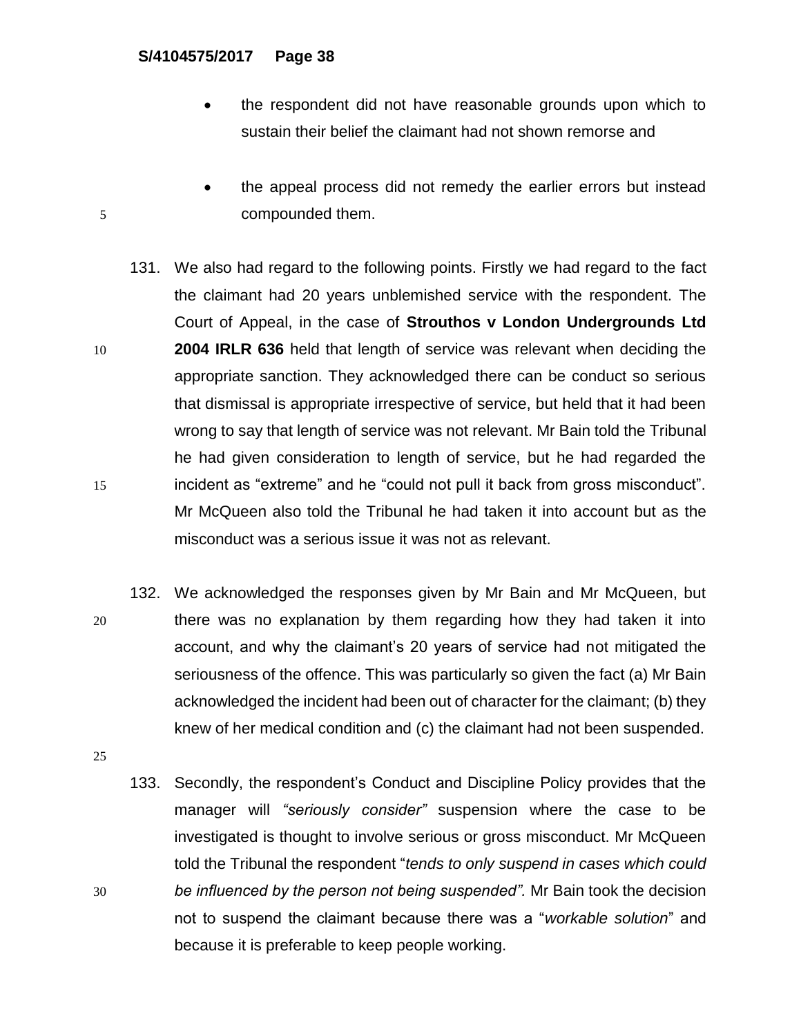- the respondent did not have reasonable grounds upon which to sustain their belief the claimant had not shown remorse and

- the appeal process did not remedy the earlier errors but instead compounded them.

131. We also had regard to the following points. Firstly we had regard to the fact the claimant had 20 years unblemished service with the respondent. The Court of Appeal, in the case of **Strouthos v London Undergrounds Ltd 2004 IRLR 636** held that length of service was relevant when deciding the appropriate sanction. They acknowledged there can be conduct so serious that dismissal is appropriate irrespective of service, but held that it had been wrong to say that length of service was not relevant. Mr Bain told the Tribunal he had given consideration to length of service, but he had regarded the incident as "extreme" and he "could not pull it back from gross misconduct". Mr McQueen also told the Tribunal he had taken it into account but as the misconduct was a serious issue it was not as relevant.

132. We acknowledged the responses given by Mr Bain and Mr McQueen, but there was no explanation by them regarding how they had taken it into account, and why the claimant's 20 years of service had not mitigated the seriousness of the offence. This was particularly so given the fact (a) Mr Bain acknowledged the incident had been out of character for the claimant; (b) they knew of her medical condition and (c) the claimant had not been suspended.

133. Secondly, the respondent's Conduct and Discipline Policy provides that the manager will *"seriously consider"* suspension where the case to be investigated is thought to involve serious or gross misconduct. Mr McQueen told the Tribunal the respondent "*tends to only suspend in cases which could be influenced by the person not being suspended".* Mr Bain took the decision not to suspend the claimant because there was a "*workable solution*" and because it is preferable to keep people working.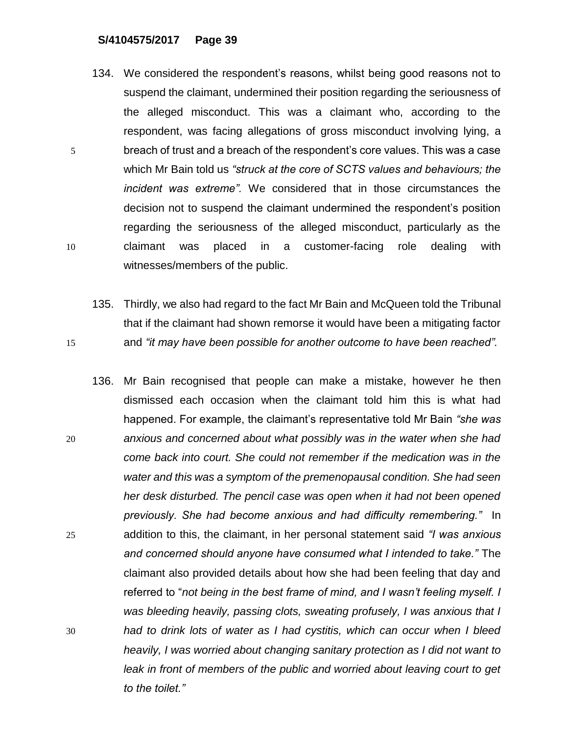134. We considered the respondent's reasons, whilst being good reasons not to suspend the claimant, undermined their position regarding the seriousness of the alleged misconduct. This was a claimant who, according to the respondent, was facing allegations of gross misconduct involving lying, a breach of trust and a breach of the respondent's core values. This was a case which Mr Bain told us *"struck at the core of SCTS values and behaviours; the incident was extreme".* We considered that in those circumstances the decision not to suspend the claimant undermined the respondent's position regarding the seriousness of the alleged misconduct, particularly as the claimant was placed in a customer-facing role dealing with witnesses/members of the public.

135. Thirdly, we also had regard to the fact Mr Bain and McQueen told the Tribunal that if the claimant had shown remorse it would have been a mitigating factor and *"it may have been possible for another outcome to have been reached".*

136. Mr Bain recognised that people can make a mistake, however he then dismissed each occasion when the claimant told him this is what had happened. For example, the claimant's representative told Mr Bain *"she was anxious and concerned about what possibly was in the water when she had come back into court. She could not remember if the medication was in the water and this was a symptom of the premenopausal condition. She had seen her desk disturbed. The pencil case was open when it had not been opened previously. She had become anxious and had difficulty remembering."* In addition to this, the claimant, in her personal statement said *"I was anxious and concerned should anyone have consumed what I intended to take."* The claimant also provided details about how she had been feeling that day and referred to "*not being in the best frame of mind, and I wasn't feeling myself. I was bleeding heavily, passing clots, sweating profusely, I was anxious that I had to drink lots of water as I had cystitis, which can occur when I bleed heavily, I was worried about changing sanitary protection as I did not want to leak in front of members of the public and worried about leaving court to get to the toilet."*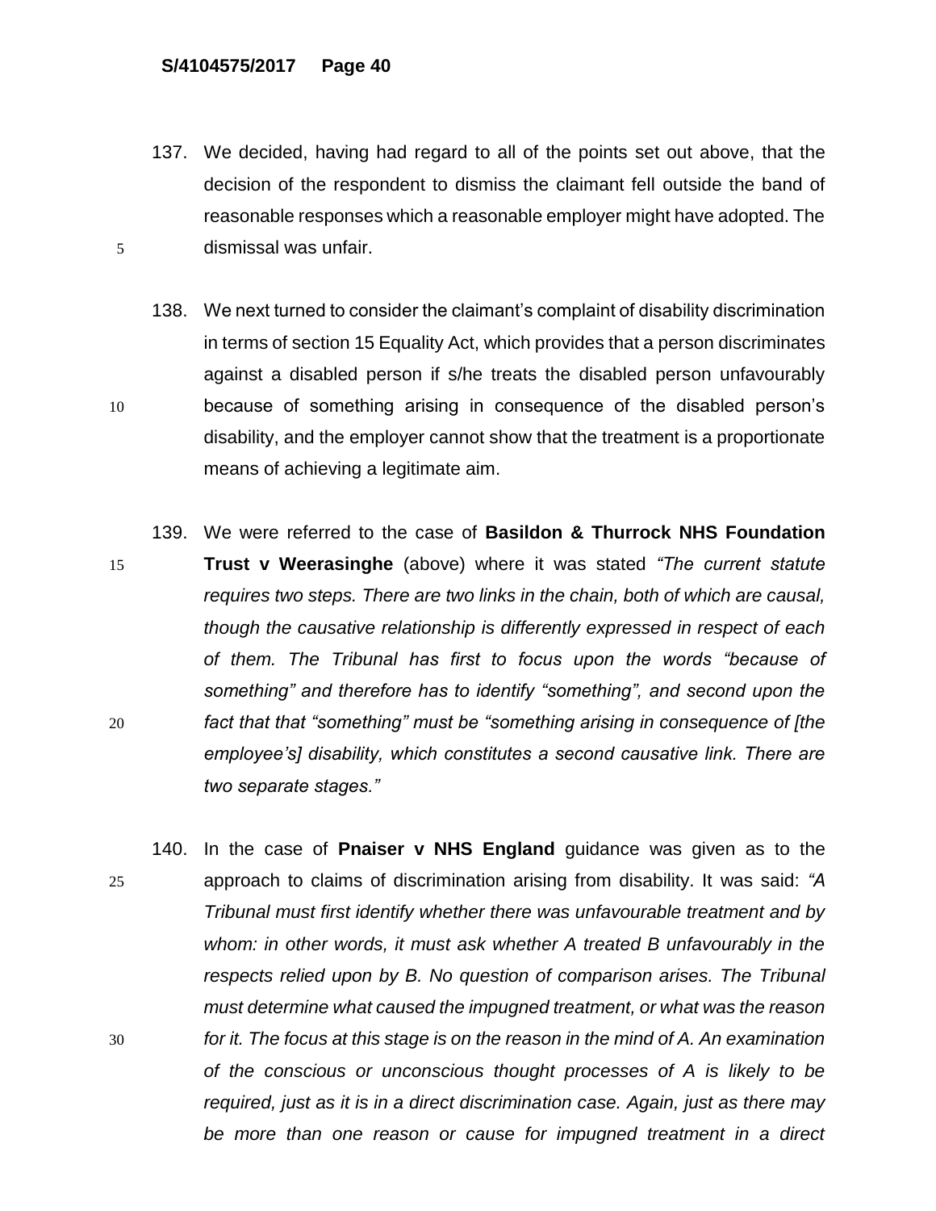137. We decided, having had regard to all of the points set out above, that the decision of the respondent to dismiss the claimant fell outside the band of reasonable responses which a reasonable employer might have adopted. The dismissal was unfair.

138. We next turned to consider the claimant's complaint of disability discrimination in terms of section 15 Equality Act, which provides that a person discriminates against a disabled person if s/he treats the disabled person unfavourably because of something arising in consequence of the disabled person's disability, and the employer cannot show that the treatment is a proportionate means of achieving a legitimate aim.

139. We were referred to the case of **Basildon & Thurrock NHS Foundation Trust v Weerasinghe** (above) where it was stated *"The current statute requires two steps. There are two links in the chain, both of which are causal, though the causative relationship is differently expressed in respect of each of them. The Tribunal has first to focus upon the words "because of something" and therefore has to identify "something", and second upon the fact that that "something" must be "something arising in consequence of [the employee's] disability, which constitutes a second causative link. There are two separate stages."*

140. In the case of **Pnaiser v NHS England** guidance was given as to the approach to claims of discrimination arising from disability. It was said: *"A Tribunal must first identify whether there was unfavourable treatment and by whom: in other words, it must ask whether A treated B unfavourably in the respects relied upon by B. No question of comparison arises. The Tribunal must determine what caused the impugned treatment, or what was the reason for it. The focus at this stage is on the reason in the mind of A. An examination of the conscious or unconscious thought processes of A is likely to be required, just as it is in a direct discrimination case. Again, just as there may be more than one reason or cause for impugned treatment in a direct*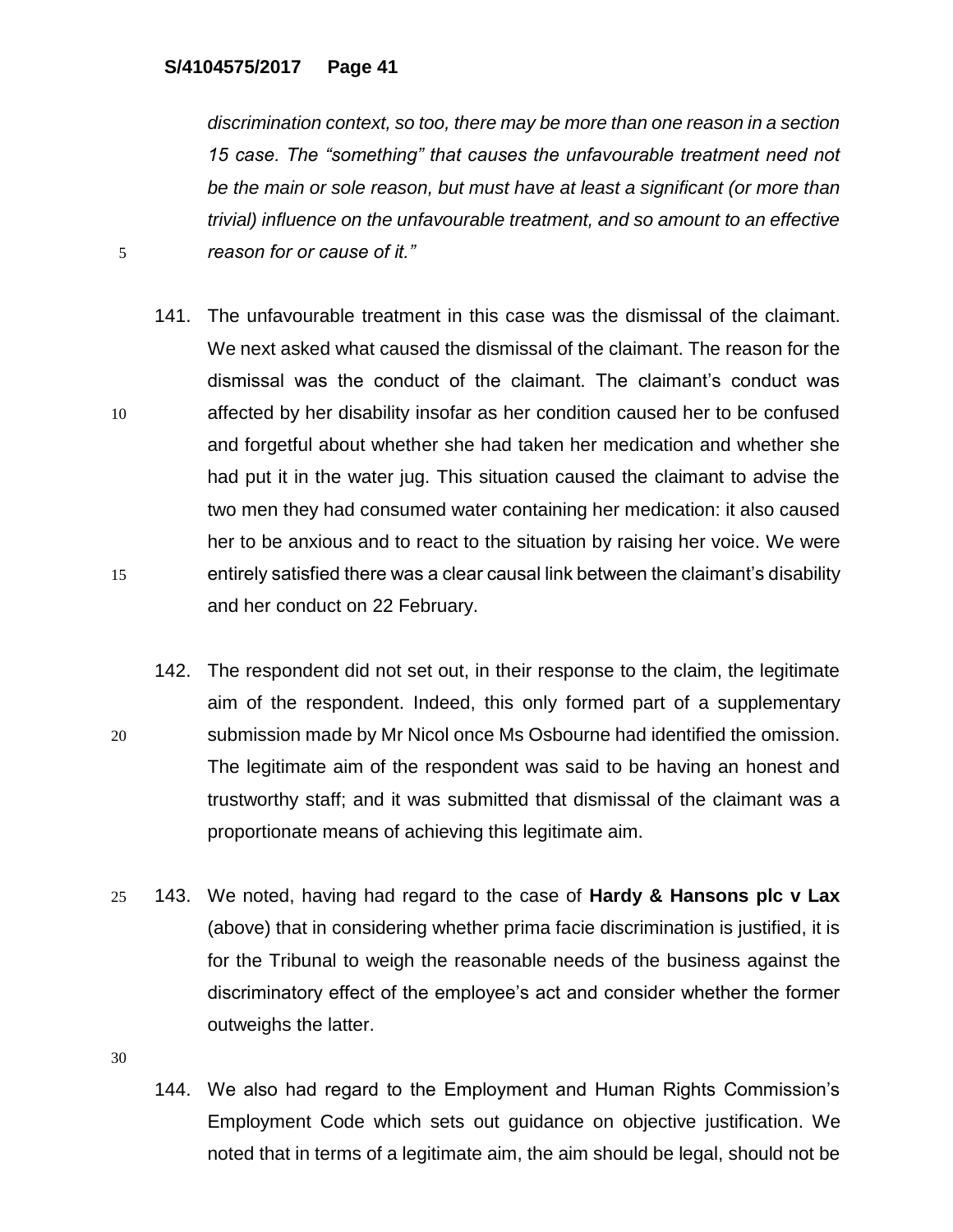*discrimination context, so too, there may be more than one reason in a section 15 case. The "something" that causes the unfavourable treatment need not be the main or sole reason, but must have at least a significant (or more than trivial) influence on the unfavourable treatment, and so amount to an effective reason for or cause of it."*

141. The unfavourable treatment in this case was the dismissal of the claimant. We next asked what caused the dismissal of the claimant. The reason for the dismissal was the conduct of the claimant. The claimant's conduct was affected by her disability insofar as her condition caused her to be confused and forgetful about whether she had taken her medication and whether she had put it in the water jug. This situation caused the claimant to advise the two men they had consumed water containing her medication: it also caused her to be anxious and to react to the situation by raising her voice. We were entirely satisfied there was a clear causal link between the claimant's disability and her conduct on 22 February.

142. The respondent did not set out, in their response to the claim, the legitimate aim of the respondent. Indeed, this only formed part of a supplementary submission made by Mr Nicol once Ms Osbourne had identified the omission. The legitimate aim of the respondent was said to be having an honest and trustworthy staff; and it was submitted that dismissal of the claimant was a proportionate means of achieving this legitimate aim.

143. We noted, having had regard to the case of **Hardy & Hansons plc v Lax** (above) that in considering whether prima facie discrimination is justified, it is for the Tribunal to weigh the reasonable needs of the business against the discriminatory effect of the employee's act and consider whether the former outweighs the latter.

144. We also had regard to the Employment and Human Rights Commission's Employment Code which sets out guidance on objective justification. We noted that in terms of a legitimate aim, the aim should be legal, should not be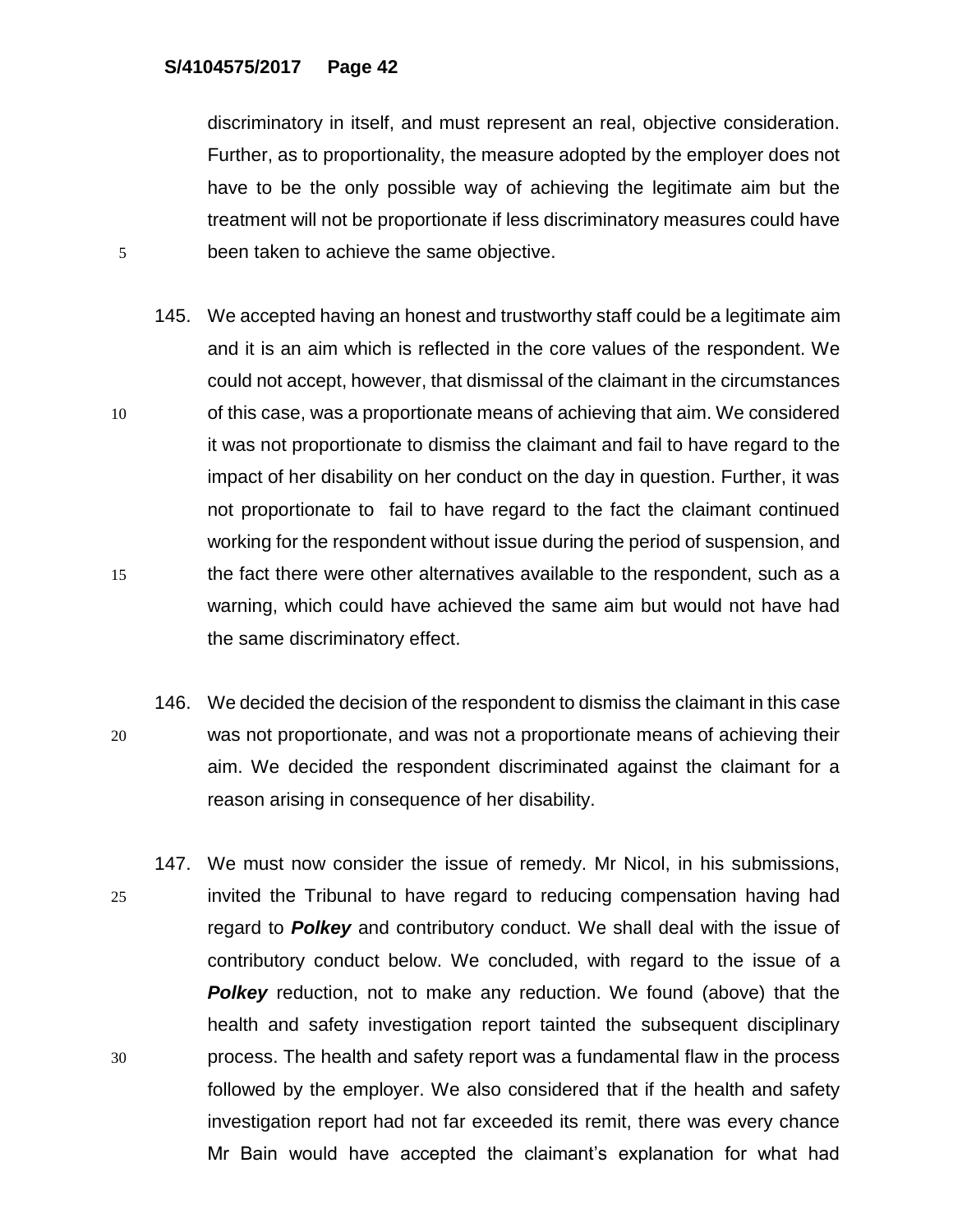discriminatory in itself, and must represent an real, objective consideration. Further, as to proportionality, the measure adopted by the employer does not have to be the only possible way of achieving the legitimate aim but the treatment will not be proportionate if less discriminatory measures could have been taken to achieve the same objective.

145. We accepted having an honest and trustworthy staff could be a legitimate aim and it is an aim which is reflected in the core values of the respondent. We could not accept, however, that dismissal of the claimant in the circumstances of this case, was a proportionate means of achieving that aim. We considered it was not proportionate to dismiss the claimant and fail to have regard to the impact of her disability on her conduct on the day in question. Further, it was not proportionate to fail to have regard to the fact the claimant continued working for the respondent without issue during the period of suspension, and the fact there were other alternatives available to the respondent, such as a warning, which could have achieved the same aim but would not have had the same discriminatory effect.

146. We decided the decision of the respondent to dismiss the claimant in this case was not proportionate, and was not a proportionate means of achieving their aim. We decided the respondent discriminated against the claimant for a reason arising in consequence of her disability.

147. We must now consider the issue of remedy. Mr Nicol, in his submissions, invited the Tribunal to have regard to reducing compensation having had regard to ***Polkey*** and contributory conduct. We shall deal with the issue of contributory conduct below. We concluded, with regard to the issue of a ***Polkey*** reduction, not to make any reduction. We found (above) that the health and safety investigation report tainted the subsequent disciplinary process. The health and safety report was a fundamental flaw in the process followed by the employer. We also considered that if the health and safety investigation report had not far exceeded its remit, there was every chance Mr Bain would have accepted the claimant's explanation for what had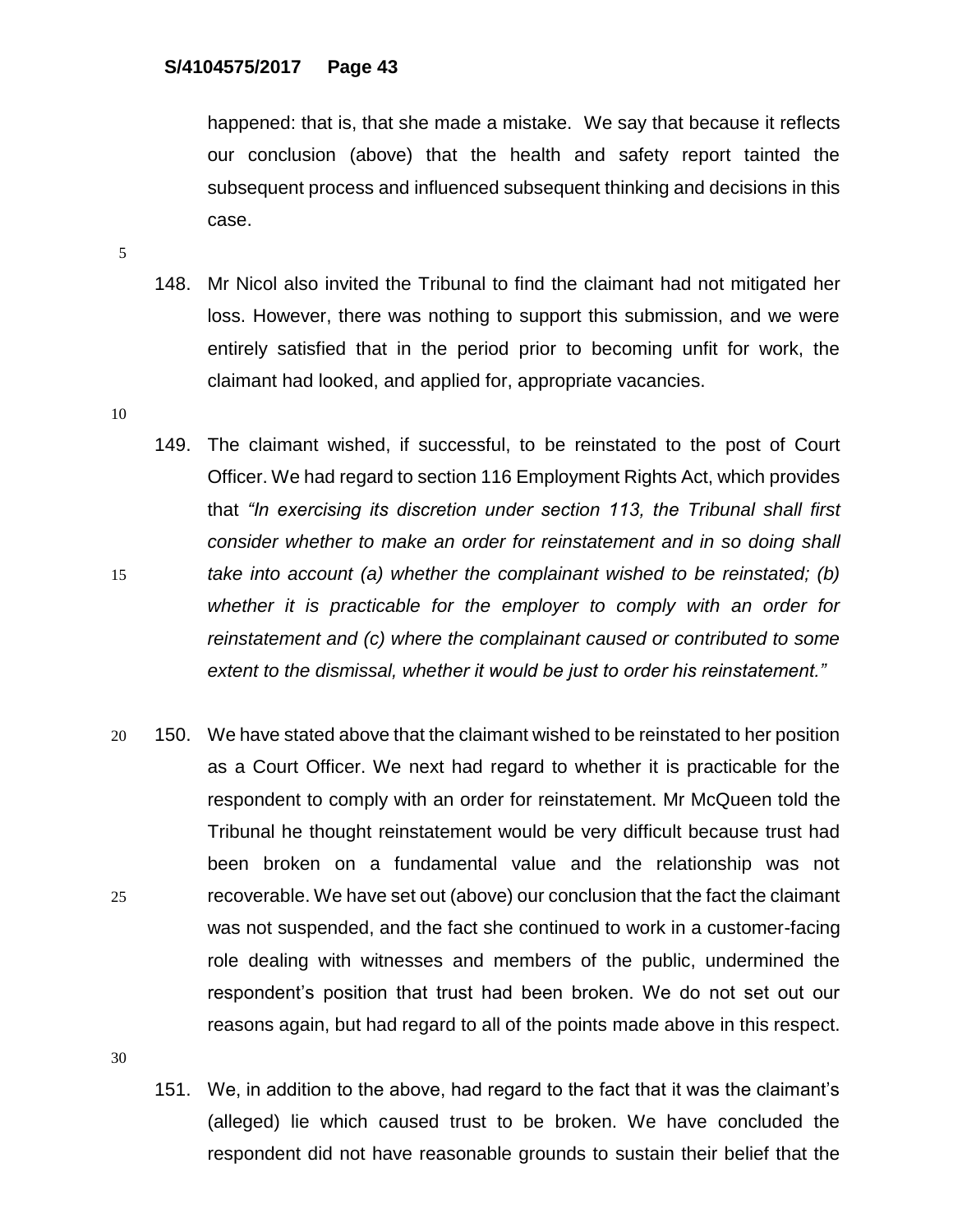happened: that is, that she made a mistake. We say that because it reflects our conclusion (above) that the health and safety report tainted the subsequent process and influenced subsequent thinking and decisions in this case.

148. Mr Nicol also invited the Tribunal to find the claimant had not mitigated her loss. However, there was nothing to support this submission, and we were entirely satisfied that in the period prior to becoming unfit for work, the claimant had looked, and applied for, appropriate vacancies.

149. The claimant wished, if successful, to be reinstated to the post of Court Officer. We had regard to section 116 Employment Rights Act, which provides that *"In exercising its discretion under section 113, the Tribunal shall first consider whether to make an order for reinstatement and in so doing shall take into account (a) whether the complainant wished to be reinstated; (b) whether it is practicable for the employer to comply with an order for reinstatement and (c) where the complainant caused or contributed to some extent to the dismissal, whether it would be just to order his reinstatement."*

150. We have stated above that the claimant wished to be reinstated to her position as a Court Officer. We next had regard to whether it is practicable for the respondent to comply with an order for reinstatement. Mr McQueen told the Tribunal he thought reinstatement would be very difficult because trust had been broken on a fundamental value and the relationship was not recoverable. We have set out (above) our conclusion that the fact the claimant was not suspended, and the fact she continued to work in a customer-facing role dealing with witnesses and members of the public, undermined the respondent's position that trust had been broken. We do not set out our reasons again, but had regard to all of the points made above in this respect.

151. We, in addition to the above, had regard to the fact that it was the claimant's (alleged) lie which caused trust to be broken. We have concluded the respondent did not have reasonable grounds to sustain their belief that the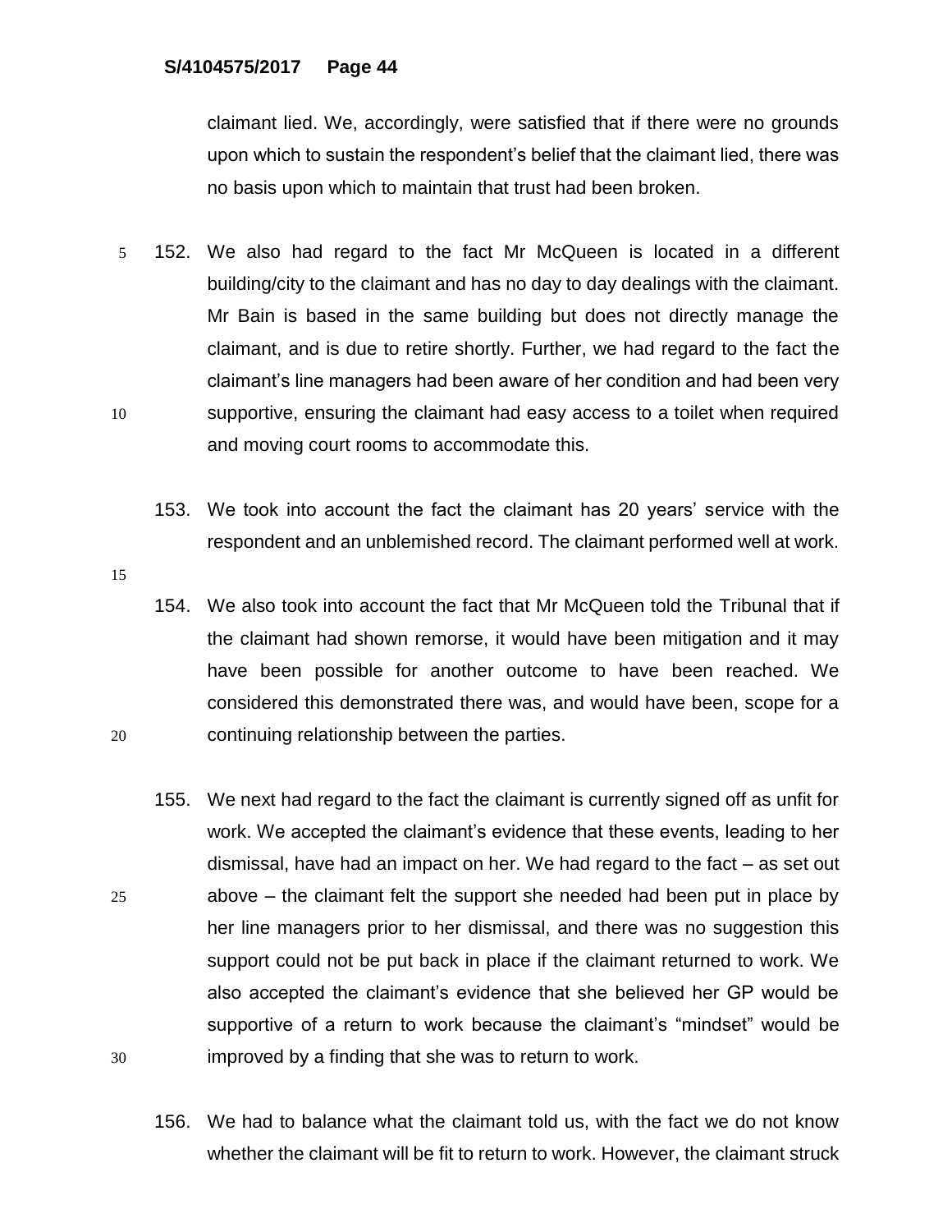claimant lied. We, accordingly, were satisfied that if there were no grounds upon which to sustain the respondent's belief that the claimant lied, there was no basis upon which to maintain that trust had been broken.

152. We also had regard to the fact Mr McQueen is located in a different building/city to the claimant and has no day to day dealings with the claimant. Mr Bain is based in the same building but does not directly manage the claimant, and is due to retire shortly. Further, we had regard to the fact the claimant's line managers had been aware of her condition and had been very supportive, ensuring the claimant had easy access to a toilet when required and moving court rooms to accommodate this.

153. We took into account the fact the claimant has 20 years' service with the respondent and an unblemished record. The claimant performed well at work.

154. We also took into account the fact that Mr McQueen told the Tribunal that if the claimant had shown remorse, it would have been mitigation and it may have been possible for another outcome to have been reached. We considered this demonstrated there was, and would have been, scope for a continuing relationship between the parties.

155. We next had regard to the fact the claimant is currently signed off as unfit for work. We accepted the claimant's evidence that these events, leading to her dismissal, have had an impact on her. We had regard to the fact – as set out above – the claimant felt the support she needed had been put in place by her line managers prior to her dismissal, and there was no suggestion this support could not be put back in place if the claimant returned to work. We also accepted the claimant's evidence that she believed her GP would be supportive of a return to work because the claimant's "mindset" would be improved by a finding that she was to return to work.

156. We had to balance what the claimant told us, with the fact we do not know whether the claimant will be fit to return to work. However, the claimant struck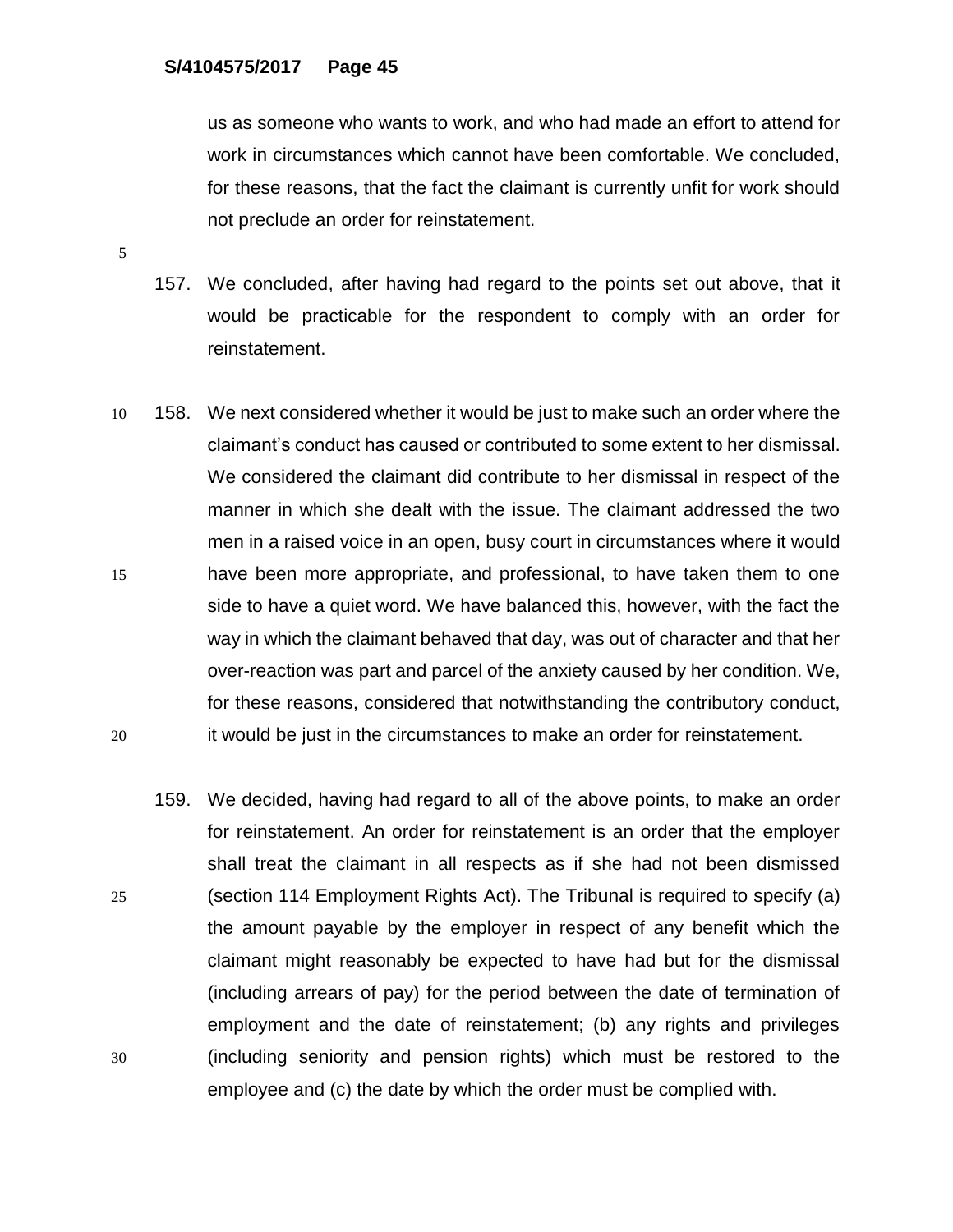us as someone who wants to work, and who had made an effort to attend for work in circumstances which cannot have been comfortable. We concluded, for these reasons, that the fact the claimant is currently unfit for work should not preclude an order for reinstatement.

157. We concluded, after having had regard to the points set out above, that it would be practicable for the respondent to comply with an order for reinstatement.

158. We next considered whether it would be just to make such an order where the claimant's conduct has caused or contributed to some extent to her dismissal. We considered the claimant did contribute to her dismissal in respect of the manner in which she dealt with the issue. The claimant addressed the two men in a raised voice in an open, busy court in circumstances where it would have been more appropriate, and professional, to have taken them to one side to have a quiet word. We have balanced this, however, with the fact the way in which the claimant behaved that day, was out of character and that her over-reaction was part and parcel of the anxiety caused by her condition. We, for these reasons, considered that notwithstanding the contributory conduct, it would be just in the circumstances to make an order for reinstatement.

159. We decided, having had regard to all of the above points, to make an order for reinstatement. An order for reinstatement is an order that the employer shall treat the claimant in all respects as if she had not been dismissed (section 114 Employment Rights Act). The Tribunal is required to specify (a) the amount payable by the employer in respect of any benefit which the claimant might reasonably be expected to have had but for the dismissal (including arrears of pay) for the period between the date of termination of employment and the date of reinstatement; (b) any rights and privileges (including seniority and pension rights) which must be restored to the employee and (c) the date by which the order must be complied with.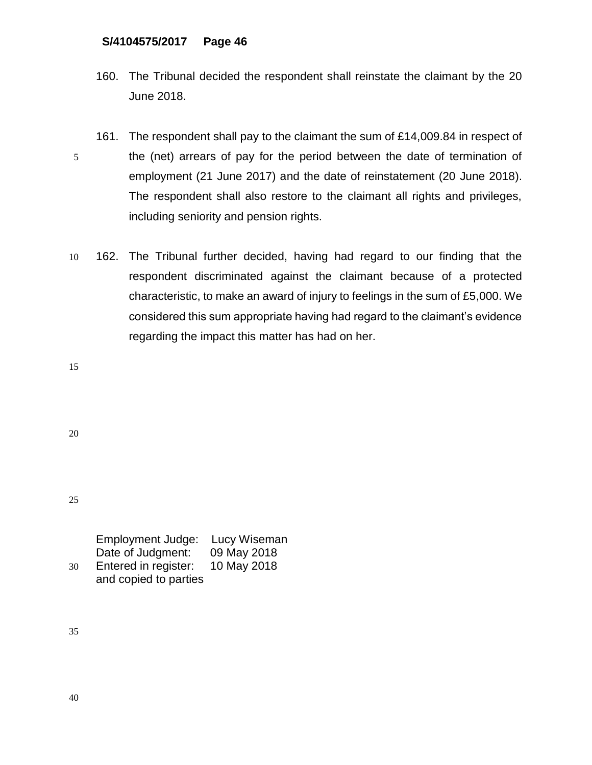160. The Tribunal decided the respondent shall reinstate the claimant by the 20 June 2018.

161. The respondent shall pay to the claimant the sum of £14,009.84 in respect of the (net) arrears of pay for the period between the date of termination of employment (21 June 2017) and the date of reinstatement (20 June 2018). The respondent shall also restore to the claimant all rights and privileges, including seniority and pension rights.

162. The Tribunal further decided, having had regard to our finding that the respondent discriminated against the claimant because of a protected characteristic, to make an award of injury to feelings in the sum of £5,000. We considered this sum appropriate having had regard to the claimant's evidence regarding the impact this matter has had on her.

Employment Judge: Lucy Wiseman
Date of Judgment: 09 May 2018
Entered in register: 10 May 2018
and copied to parties